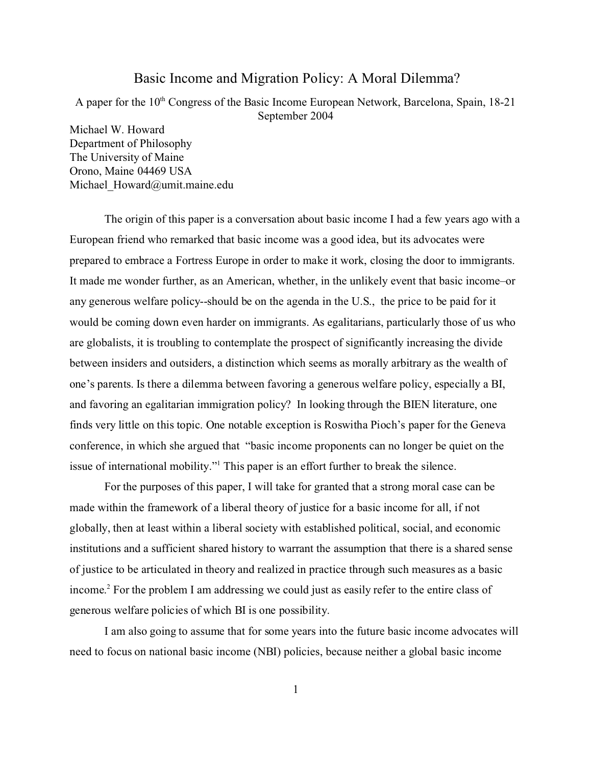# Basic Income and Migration Policy: A Moral Dilemma?

A paper for the 10th Congress of the Basic Income European Network, Barcelona, Spain, 18-21 September 2004

Michael W. Howard
Department of Philosophy
The University of Maine
Orono, Maine 04469 USA
Michael_Howard@umit.maine.edu

The origin of this paper is a conversation about basic income I had a few years ago with a European friend who remarked that basic income was a good idea, but its advocates were prepared to embrace a Fortress Europe in order to make it work, closing the door to immigrants. It made me wonder further, as an American, whether, in the unlikely event that basic income–or any generous welfare policy--should be on the agenda in the U.S., the price to be paid for it would be coming down even harder on immigrants. As egalitarians, particularly those of us who are globalists, it is troubling to contemplate the prospect of significantly increasing the divide between insiders and outsiders, a distinction which seems as morally arbitrary as the wealth of one's parents. Is there a dilemma between favoring a generous welfare policy, especially a BI, and favoring an egalitarian immigration policy? In looking through the BIEN literature, one finds very little on this topic. One notable exception is Roswitha Pioch's paper for the Geneva conference, in which she argued that "basic income proponents can no longer be quiet on the issue of international mobility."[1] This paper is an effort further to break the silence.

For the purposes of this paper, I will take for granted that a strong moral case can be made within the framework of a liberal theory of justice for a basic income for all, if not globally, then at least within a liberal society with established political, social, and economic institutions and a sufficient shared history to warrant the assumption that there is a shared sense of justice to be articulated in theory and realized in practice through such measures as a basic income.[2] For the problem I am addressing we could just as easily refer to the entire class of generous welfare policies of which BI is one possibility.

I am also going to assume that for some years into the future basic income advocates will need to focus on national basic income (NBI) policies, because neither a global basic income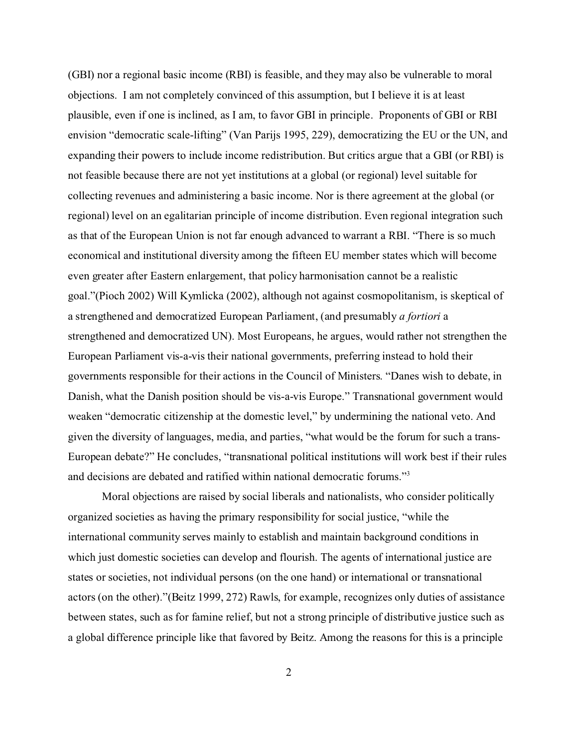(GBI) nor a regional basic income (RBI) is feasible, and they may also be vulnerable to moral objections. I am not completely convinced of this assumption, but I believe it is at least plausible, even if one is inclined, as I am, to favor GBI in principle. Proponents of GBI or RBI envision "democratic scale-lifting" (Van Parijs 1995, 229), democratizing the EU or the UN, and expanding their powers to include income redistribution. But critics argue that a GBI (or RBI) is not feasible because there are not yet institutions at a global (or regional) level suitable for collecting revenues and administering a basic income. Nor is there agreement at the global (or regional) level on an egalitarian principle of income distribution. Even regional integration such as that of the European Union is not far enough advanced to warrant a RBI. "There is so much economical and institutional diversity among the fifteen EU member states which will become even greater after Eastern enlargement, that policy harmonisation cannot be a realistic goal."(Pioch 2002) Will Kymlicka (2002), although not against cosmopolitanism, is skeptical of a strengthened and democratized European Parliament, (and presumably *a fortiori* a strengthened and democratized UN). Most Europeans, he argues, would rather not strengthen the European Parliament vis-a-vis their national governments, preferring instead to hold their governments responsible for their actions in the Council of Ministers. "Danes wish to debate, in Danish, what the Danish position should be vis-a-vis Europe." Transnational government would weaken "democratic citizenship at the domestic level," by undermining the national veto. And given the diversity of languages, media, and parties, "what would be the forum for such a trans-European debate?" He concludes, "transnational political institutions will work best if their rules and decisions are debated and ratified within national democratic forums."[3]

Moral objections are raised by social liberals and nationalists, who consider politically organized societies as having the primary responsibility for social justice, "while the international community serves mainly to establish and maintain background conditions in which just domestic societies can develop and flourish. The agents of international justice are states or societies, not individual persons (on the one hand) or international or transnational actors (on the other)."(Beitz 1999, 272) Rawls, for example, recognizes only duties of assistance between states, such as for famine relief, but not a strong principle of distributive justice such as a global difference principle like that favored by Beitz. Among the reasons for this is a principle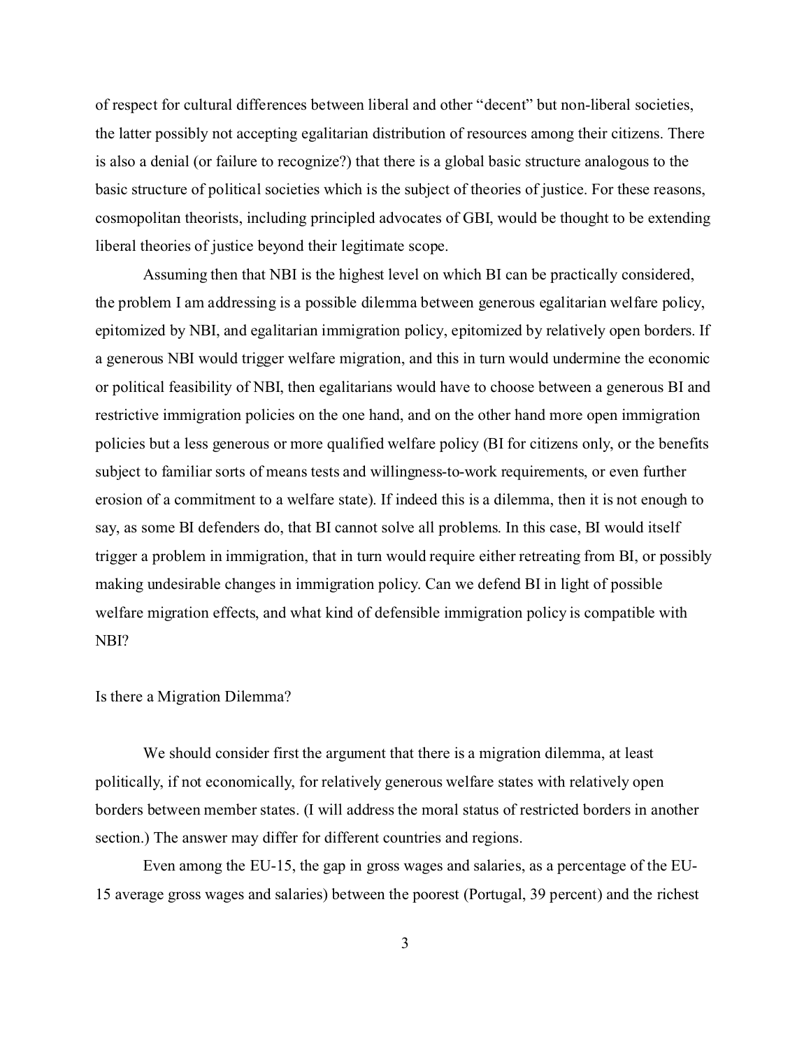of respect for cultural differences between liberal and other "decent" but non-liberal societies, the latter possibly not accepting egalitarian distribution of resources among their citizens. There is also a denial (or failure to recognize?) that there is a global basic structure analogous to the basic structure of political societies which is the subject of theories of justice. For these reasons, cosmopolitan theorists, including principled advocates of GBI, would be thought to be extending liberal theories of justice beyond their legitimate scope.

Assuming then that NBI is the highest level on which BI can be practically considered, the problem I am addressing is a possible dilemma between generous egalitarian welfare policy, epitomized by NBI, and egalitarian immigration policy, epitomized by relatively open borders. If a generous NBI would trigger welfare migration, and this in turn would undermine the economic or political feasibility of NBI, then egalitarians would have to choose between a generous BI and restrictive immigration policies on the one hand, and on the other hand more open immigration policies but a less generous or more qualified welfare policy (BI for citizens only, or the benefits subject to familiar sorts of means tests and willingness-to-work requirements, or even further erosion of a commitment to a welfare state). If indeed this is a dilemma, then it is not enough to say, as some BI defenders do, that BI cannot solve all problems. In this case, BI would itself trigger a problem in immigration, that in turn would require either retreating from BI, or possibly making undesirable changes in immigration policy. Can we defend BI in light of possible welfare migration effects, and what kind of defensible immigration policy is compatible with NBI?

## Is there a Migration Dilemma?

We should consider first the argument that there is a migration dilemma, at least politically, if not economically, for relatively generous welfare states with relatively open borders between member states. (I will address the moral status of restricted borders in another section.) The answer may differ for different countries and regions.

Even among the EU-15, the gap in gross wages and salaries, as a percentage of the EU-15 average gross wages and salaries) between the poorest (Portugal, 39 percent) and the richest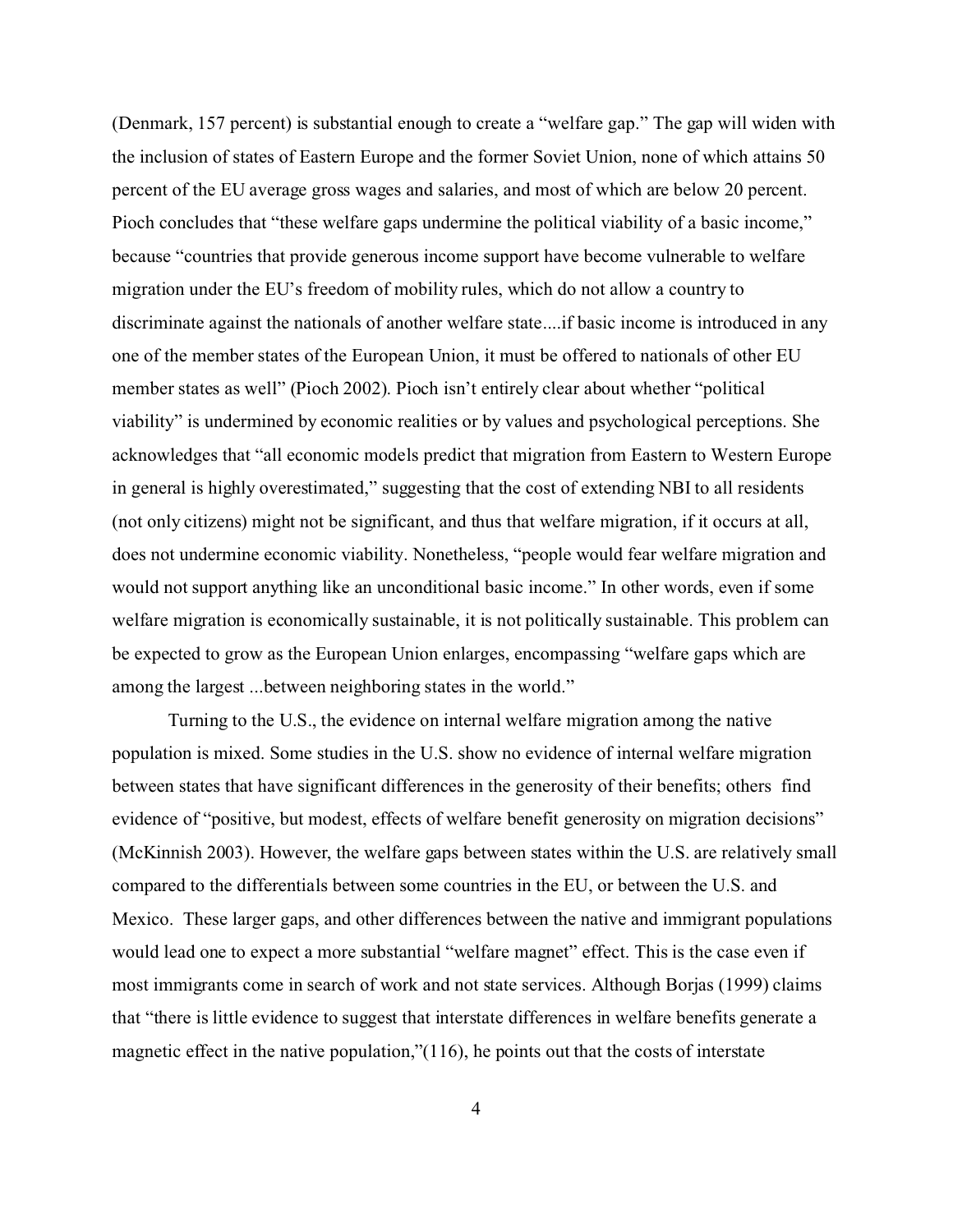(Denmark, 157 percent) is substantial enough to create a "welfare gap." The gap will widen with the inclusion of states of Eastern Europe and the former Soviet Union, none of which attains 50 percent of the EU average gross wages and salaries, and most of which are below 20 percent. Pioch concludes that "these welfare gaps undermine the political viability of a basic income," because "countries that provide generous income support have become vulnerable to welfare migration under the EU's freedom of mobility rules, which do not allow a country to discriminate against the nationals of another welfare state....if basic income is introduced in any one of the member states of the European Union, it must be offered to nationals of other EU member states as well" (Pioch 2002). Pioch isn't entirely clear about whether "political viability" is undermined by economic realities or by values and psychological perceptions. She acknowledges that "all economic models predict that migration from Eastern to Western Europe in general is highly overestimated," suggesting that the cost of extending NBI to all residents (not only citizens) might not be significant, and thus that welfare migration, if it occurs at all, does not undermine economic viability. Nonetheless, "people would fear welfare migration and would not support anything like an unconditional basic income." In other words, even if some welfare migration is economically sustainable, it is not politically sustainable. This problem can be expected to grow as the European Union enlarges, encompassing "welfare gaps which are among the largest ...between neighboring states in the world."

Turning to the U.S., the evidence on internal welfare migration among the native population is mixed. Some studies in the U.S. show no evidence of internal welfare migration between states that have significant differences in the generosity of their benefits; others find evidence of "positive, but modest, effects of welfare benefit generosity on migration decisions" (McKinnish 2003). However, the welfare gaps between states within the U.S. are relatively small compared to the differentials between some countries in the EU, or between the U.S. and Mexico. These larger gaps, and other differences between the native and immigrant populations would lead one to expect a more substantial "welfare magnet" effect. This is the case even if most immigrants come in search of work and not state services. Although Borjas (1999) claims that "there is little evidence to suggest that interstate differences in welfare benefits generate a magnetic effect in the native population,"(116), he points out that the costs of interstate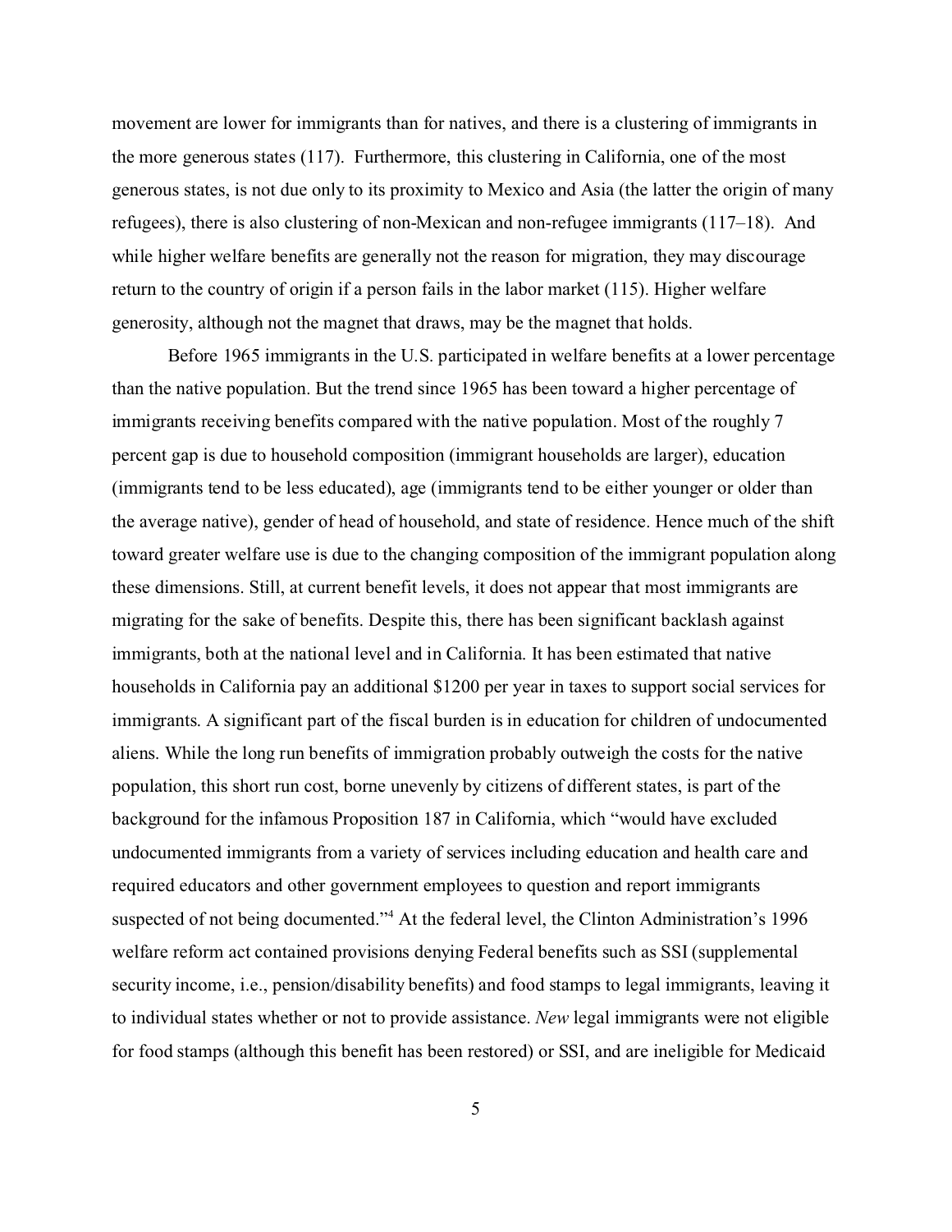movement are lower for immigrants than for natives, and there is a clustering of immigrants in the more generous states (117). Furthermore, this clustering in California, one of the most generous states, is not due only to its proximity to Mexico and Asia (the latter the origin of many refugees), there is also clustering of non-Mexican and non-refugee immigrants (117–18). And while higher welfare benefits are generally not the reason for migration, they may discourage return to the country of origin if a person fails in the labor market (115). Higher welfare generosity, although not the magnet that draws, may be the magnet that holds.

Before 1965 immigrants in the U.S. participated in welfare benefits at a lower percentage than the native population. But the trend since 1965 has been toward a higher percentage of immigrants receiving benefits compared with the native population. Most of the roughly 7 percent gap is due to household composition (immigrant households are larger), education (immigrants tend to be less educated), age (immigrants tend to be either younger or older than the average native), gender of head of household, and state of residence. Hence much of the shift toward greater welfare use is due to the changing composition of the immigrant population along these dimensions. Still, at current benefit levels, it does not appear that most immigrants are migrating for the sake of benefits. Despite this, there has been significant backlash against immigrants, both at the national level and in California. It has been estimated that native households in California pay an additional $1200 per year in taxes to support social services for immigrants. A significant part of the fiscal burden is in education for children of undocumented aliens. While the long run benefits of immigration probably outweigh the costs for the native population, this short run cost, borne unevenly by citizens of different states, is part of the background for the infamous Proposition 187 in California, which "would have excluded undocumented immigrants from a variety of services including education and health care and required educators and other government employees to question and report immigrants suspected of not being documented."[4] At the federal level, the Clinton Administration's 1996 welfare reform act contained provisions denying Federal benefits such as SSI (supplemental security income, i.e., pension/disability benefits) and food stamps to legal immigrants, leaving it to individual states whether or not to provide assistance. *New* legal immigrants were not eligible for food stamps (although this benefit has been restored) or SSI, and are ineligible for Medicaid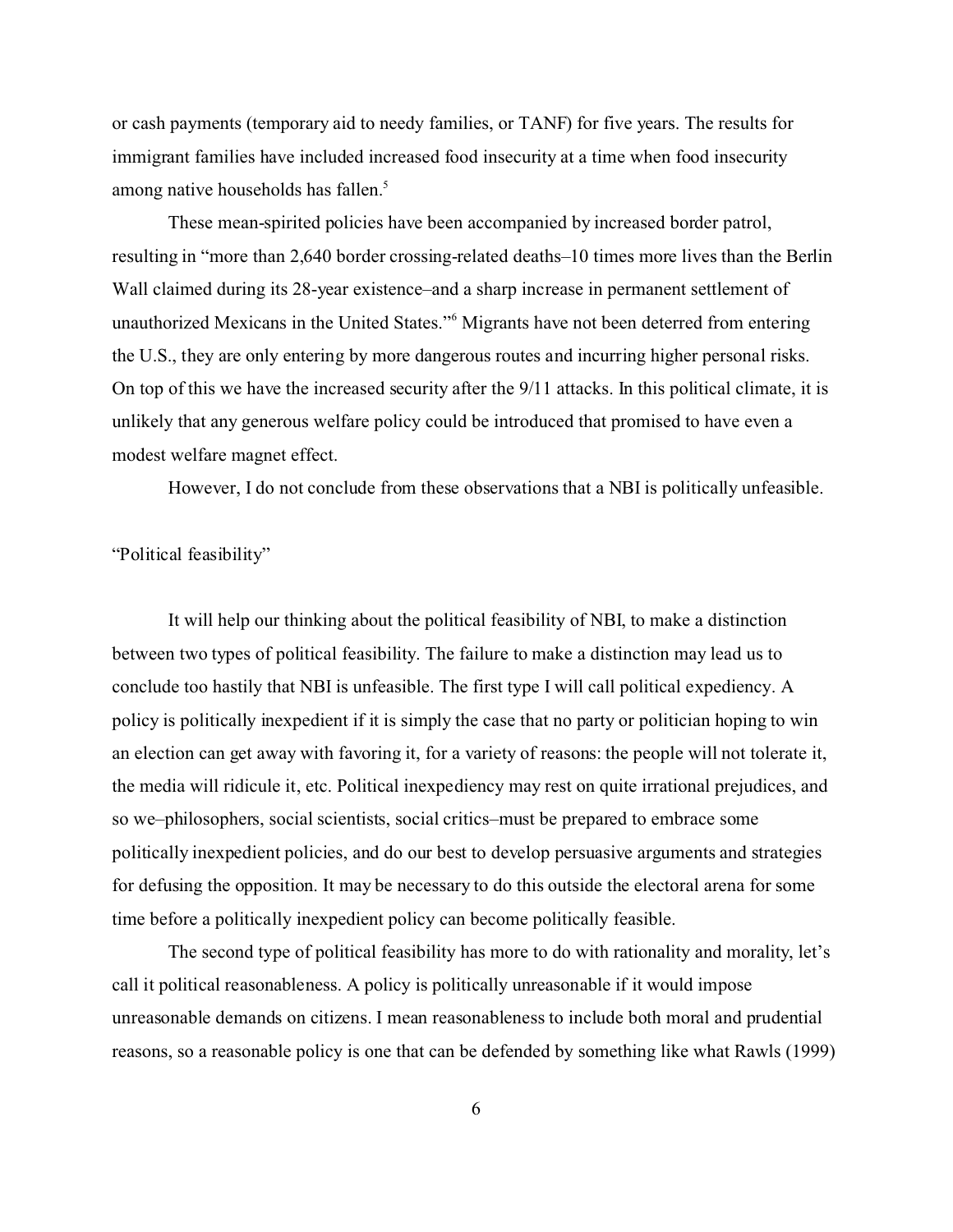or cash payments (temporary aid to needy families, or TANF) for five years. The results for immigrant families have included increased food insecurity at a time when food insecurity among native households has fallen.[5]

These mean-spirited policies have been accompanied by increased border patrol, resulting in "more than 2,640 border crossing-related deaths–10 times more lives than the Berlin Wall claimed during its 28-year existence–and a sharp increase in permanent settlement of unauthorized Mexicans in the United States."[6] Migrants have not been deterred from entering the U.S., they are only entering by more dangerous routes and incurring higher personal risks. On top of this we have the increased security after the 9/11 attacks. In this political climate, it is unlikely that any generous welfare policy could be introduced that promised to have even a modest welfare magnet effect.

However, I do not conclude from these observations that a NBI is politically unfeasible.

## "Political feasibility"

It will help our thinking about the political feasibility of NBI, to make a distinction between two types of political feasibility. The failure to make a distinction may lead us to conclude too hastily that NBI is unfeasible. The first type I will call political expediency. A policy is politically inexpedient if it is simply the case that no party or politician hoping to win an election can get away with favoring it, for a variety of reasons: the people will not tolerate it, the media will ridicule it, etc. Political inexpediency may rest on quite irrational prejudices, and so we–philosophers, social scientists, social critics–must be prepared to embrace some politically inexpedient policies, and do our best to develop persuasive arguments and strategies for defusing the opposition. It may be necessary to do this outside the electoral arena for some time before a politically inexpedient policy can become politically feasible.

The second type of political feasibility has more to do with rationality and morality, let's call it political reasonableness. A policy is politically unreasonable if it would impose unreasonable demands on citizens. I mean reasonableness to include both moral and prudential reasons, so a reasonable policy is one that can be defended by something like what Rawls (1999)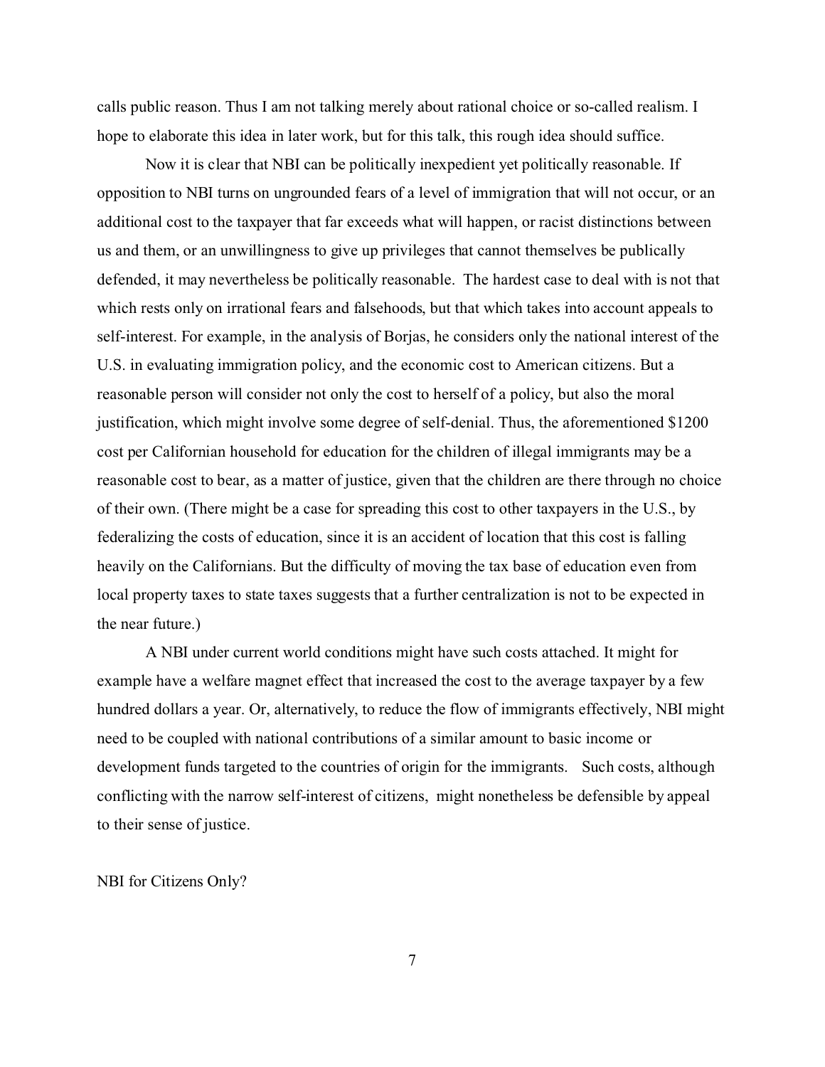calls public reason. Thus I am not talking merely about rational choice or so-called realism. I hope to elaborate this idea in later work, but for this talk, this rough idea should suffice.

Now it is clear that NBI can be politically inexpedient yet politically reasonable. If opposition to NBI turns on ungrounded fears of a level of immigration that will not occur, or an additional cost to the taxpayer that far exceeds what will happen, or racist distinctions between us and them, or an unwillingness to give up privileges that cannot themselves be publically defended, it may nevertheless be politically reasonable. The hardest case to deal with is not that which rests only on irrational fears and falsehoods, but that which takes into account appeals to self-interest. For example, in the analysis of Borjas, he considers only the national interest of the U.S. in evaluating immigration policy, and the economic cost to American citizens. But a reasonable person will consider not only the cost to herself of a policy, but also the moral justification, which might involve some degree of self-denial. Thus, the aforementioned $1200 cost per Californian household for education for the children of illegal immigrants may be a reasonable cost to bear, as a matter of justice, given that the children are there through no choice of their own. (There might be a case for spreading this cost to other taxpayers in the U.S., by federalizing the costs of education, since it is an accident of location that this cost is falling heavily on the Californians. But the difficulty of moving the tax base of education even from local property taxes to state taxes suggests that a further centralization is not to be expected in the near future.)

A NBI under current world conditions might have such costs attached. It might for example have a welfare magnet effect that increased the cost to the average taxpayer by a few hundred dollars a year. Or, alternatively, to reduce the flow of immigrants effectively, NBI might need to be coupled with national contributions of a similar amount to basic income or development funds targeted to the countries of origin for the immigrants. Such costs, although conflicting with the narrow self-interest of citizens, might nonetheless be defensible by appeal to their sense of justice.

## NBI for Citizens Only?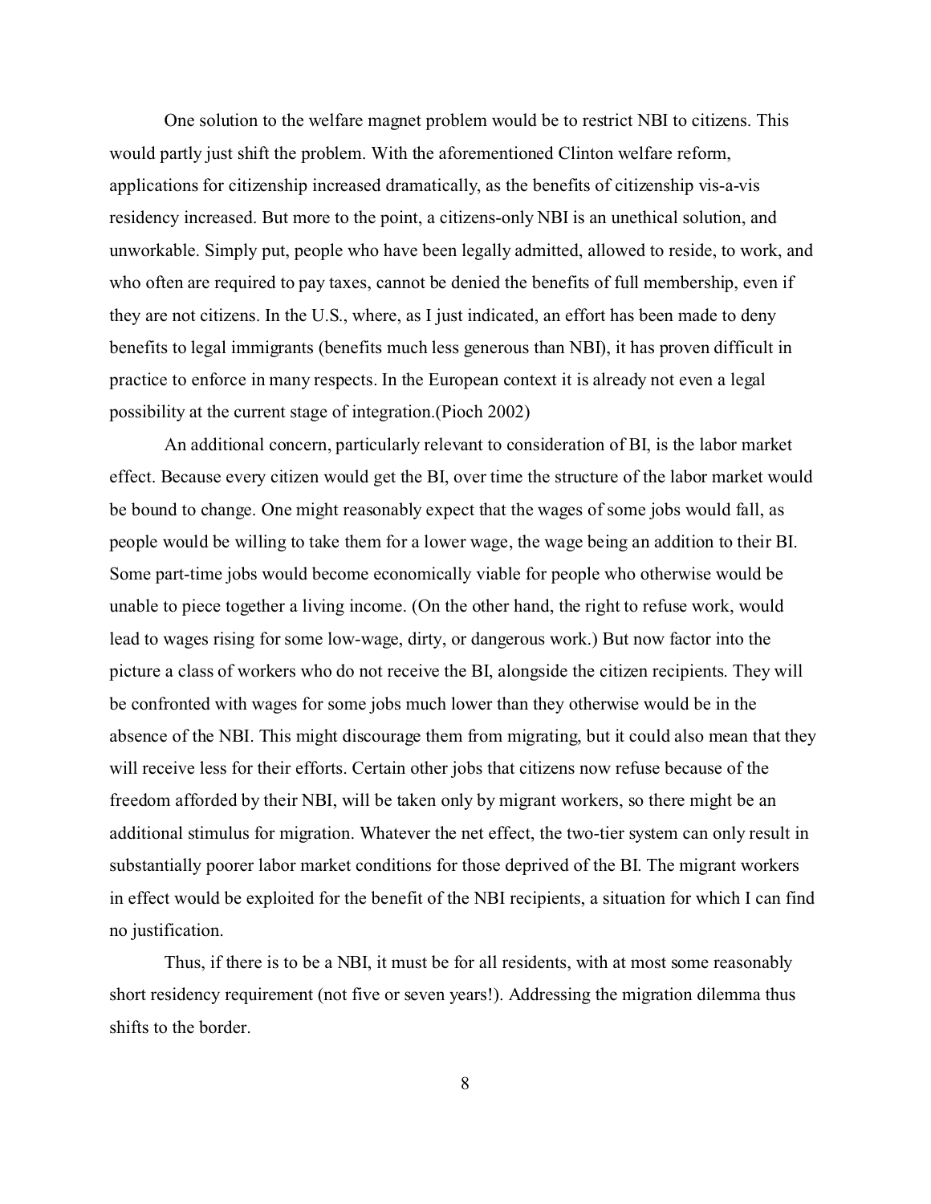One solution to the welfare magnet problem would be to restrict NBI to citizens. This would partly just shift the problem. With the aforementioned Clinton welfare reform, applications for citizenship increased dramatically, as the benefits of citizenship vis-a-vis residency increased. But more to the point, a citizens-only NBI is an unethical solution, and unworkable. Simply put, people who have been legally admitted, allowed to reside, to work, and who often are required to pay taxes, cannot be denied the benefits of full membership, even if they are not citizens. In the U.S., where, as I just indicated, an effort has been made to deny benefits to legal immigrants (benefits much less generous than NBI), it has proven difficult in practice to enforce in many respects. In the European context it is already not even a legal possibility at the current stage of integration.(Pioch 2002)

An additional concern, particularly relevant to consideration of BI, is the labor market effect. Because every citizen would get the BI, over time the structure of the labor market would be bound to change. One might reasonably expect that the wages of some jobs would fall, as people would be willing to take them for a lower wage, the wage being an addition to their BI. Some part-time jobs would become economically viable for people who otherwise would be unable to piece together a living income. (On the other hand, the right to refuse work, would lead to wages rising for some low-wage, dirty, or dangerous work.) But now factor into the picture a class of workers who do not receive the BI, alongside the citizen recipients. They will be confronted with wages for some jobs much lower than they otherwise would be in the absence of the NBI. This might discourage them from migrating, but it could also mean that they will receive less for their efforts. Certain other jobs that citizens now refuse because of the freedom afforded by their NBI, will be taken only by migrant workers, so there might be an additional stimulus for migration. Whatever the net effect, the two-tier system can only result in substantially poorer labor market conditions for those deprived of the BI. The migrant workers in effect would be exploited for the benefit of the NBI recipients, a situation for which I can find no justification.

Thus, if there is to be a NBI, it must be for all residents, with at most some reasonably short residency requirement (not five or seven years!). Addressing the migration dilemma thus shifts to the border.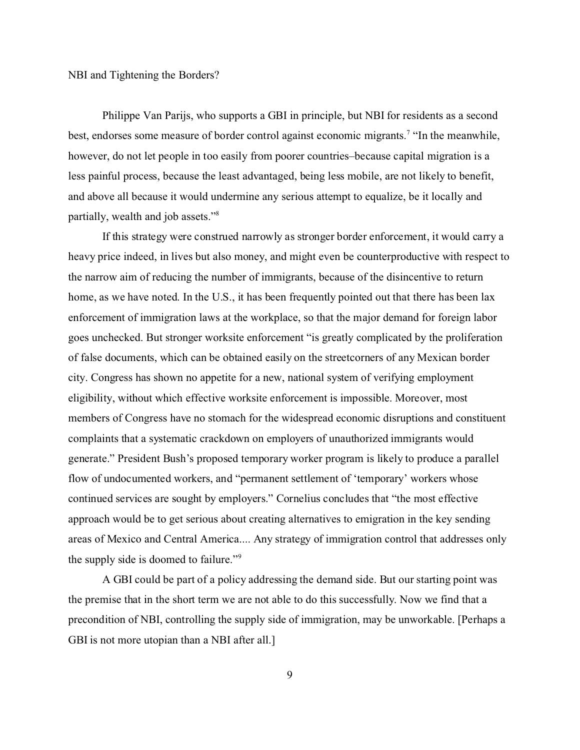## NBI and Tightening the Borders?

Philippe Van Parijs, who supports a GBI in principle, but NBI for residents as a second best, endorses some measure of border control against economic migrants.[7] "In the meanwhile, however, do not let people in too easily from poorer countries–because capital migration is a less painful process, because the least advantaged, being less mobile, are not likely to benefit, and above all because it would undermine any serious attempt to equalize, be it locally and partially, wealth and job assets."[8]

If this strategy were construed narrowly as stronger border enforcement, it would carry a heavy price indeed, in lives but also money, and might even be counterproductive with respect to the narrow aim of reducing the number of immigrants, because of the disincentive to return home, as we have noted. In the U.S., it has been frequently pointed out that there has been lax enforcement of immigration laws at the workplace, so that the major demand for foreign labor goes unchecked. But stronger worksite enforcement "is greatly complicated by the proliferation of false documents, which can be obtained easily on the streetcorners of any Mexican border city. Congress has shown no appetite for a new, national system of verifying employment eligibility, without which effective worksite enforcement is impossible. Moreover, most members of Congress have no stomach for the widespread economic disruptions and constituent complaints that a systematic crackdown on employers of unauthorized immigrants would generate." President Bush's proposed temporary worker program is likely to produce a parallel flow of undocumented workers, and "permanent settlement of 'temporary' workers whose continued services are sought by employers." Cornelius concludes that "the most effective approach would be to get serious about creating alternatives to emigration in the key sending areas of Mexico and Central America.... Any strategy of immigration control that addresses only the supply side is doomed to failure."[9]

A GBI could be part of a policy addressing the demand side. But our starting point was the premise that in the short term we are not able to do this successfully. Now we find that a precondition of NBI, controlling the supply side of immigration, may be unworkable. [Perhaps a GBI is not more utopian than a NBI after all.]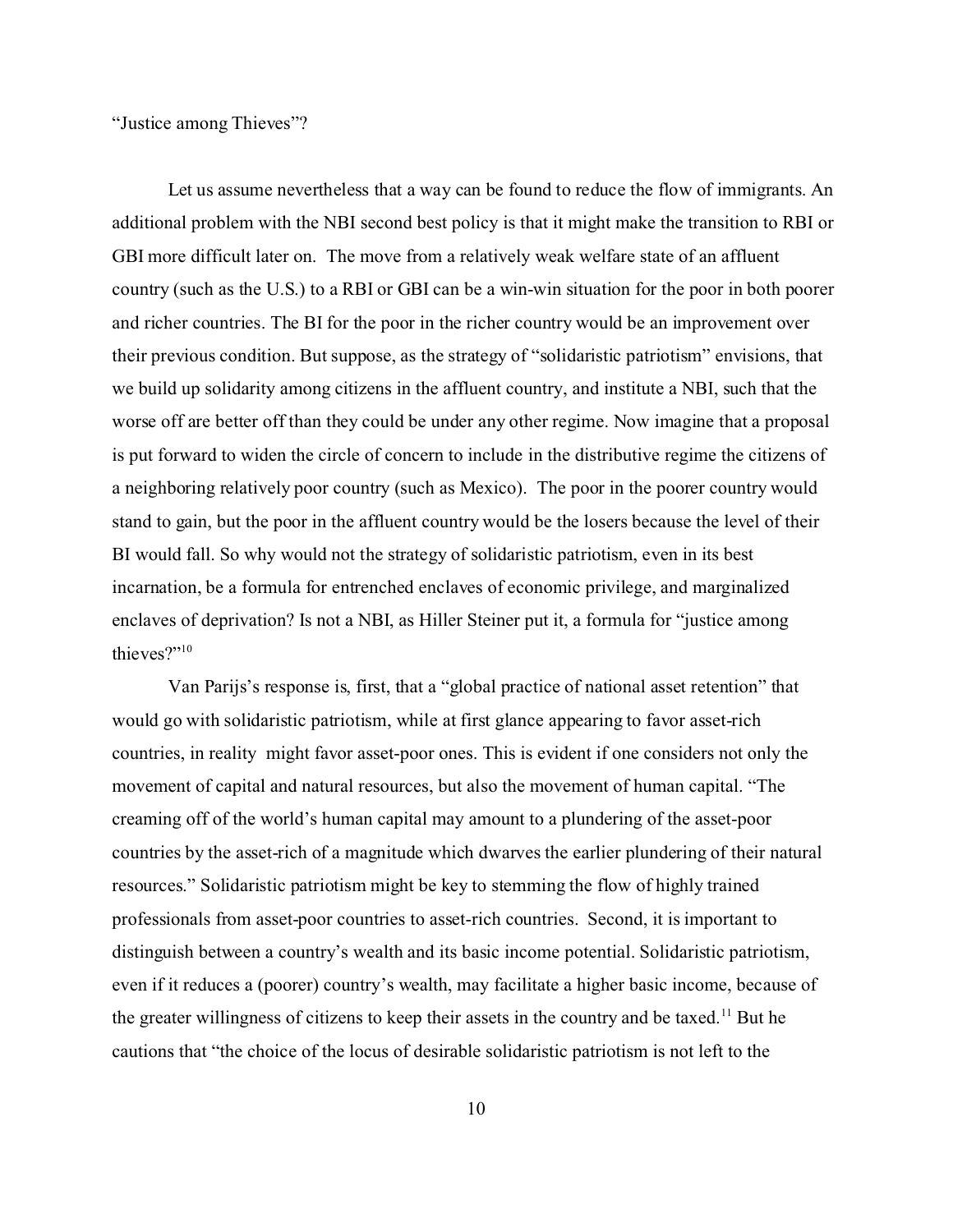"Justice among Thieves"?

Let us assume nevertheless that a way can be found to reduce the flow of immigrants. An additional problem with the NBI second best policy is that it might make the transition to RBI or GBI more difficult later on. The move from a relatively weak welfare state of an affluent country (such as the U.S.) to a RBI or GBI can be a win-win situation for the poor in both poorer and richer countries. The BI for the poor in the richer country would be an improvement over their previous condition. But suppose, as the strategy of "solidaristic patriotism" envisions, that we build up solidarity among citizens in the affluent country, and institute a NBI, such that the worse off are better off than they could be under any other regime. Now imagine that a proposal is put forward to widen the circle of concern to include in the distributive regime the citizens of a neighboring relatively poor country (such as Mexico). The poor in the poorer country would stand to gain, but the poor in the affluent country would be the losers because the level of their BI would fall. So why would not the strategy of solidaristic patriotism, even in its best incarnation, be a formula for entrenched enclaves of economic privilege, and marginalized enclaves of deprivation? Is not a NBI, as Hiller Steiner put it, a formula for "justice among thieves?"[10]

Van Parijs's response is, first, that a "global practice of national asset retention" that would go with solidaristic patriotism, while at first glance appearing to favor asset-rich countries, in reality might favor asset-poor ones. This is evident if one considers not only the movement of capital and natural resources, but also the movement of human capital. "The creaming off of the world's human capital may amount to a plundering of the asset-poor countries by the asset-rich of a magnitude which dwarves the earlier plundering of their natural resources." Solidaristic patriotism might be key to stemming the flow of highly trained professionals from asset-poor countries to asset-rich countries. Second, it is important to distinguish between a country's wealth and its basic income potential. Solidaristic patriotism, even if it reduces a (poorer) country's wealth, may facilitate a higher basic income, because of the greater willingness of citizens to keep their assets in the country and be taxed.[11] But he cautions that "the choice of the locus of desirable solidaristic patriotism is not left to the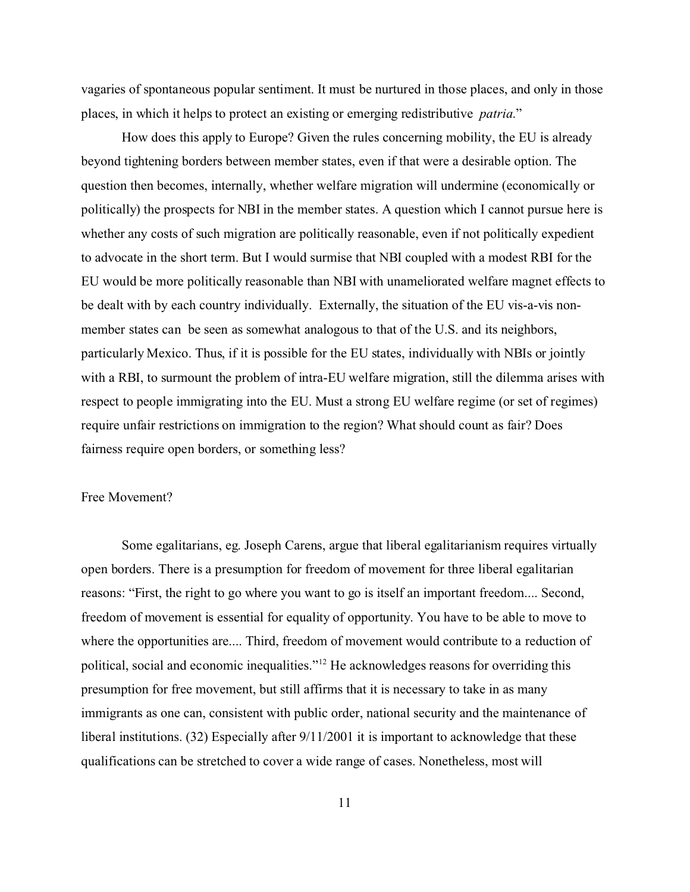vagaries of spontaneous popular sentiment. It must be nurtured in those places, and only in those places, in which it helps to protect an existing or emerging redistributive *patria*."

How does this apply to Europe? Given the rules concerning mobility, the EU is already beyond tightening borders between member states, even if that were a desirable option. The question then becomes, internally, whether welfare migration will undermine (economically or politically) the prospects for NBI in the member states. A question which I cannot pursue here is whether any costs of such migration are politically reasonable, even if not politically expedient to advocate in the short term. But I would surmise that NBI coupled with a modest RBI for the EU would be more politically reasonable than NBI with unameliorated welfare magnet effects to be dealt with by each country individually. Externally, the situation of the EU vis-a-vis non-member states can be seen as somewhat analogous to that of the U.S. and its neighbors, particularly Mexico. Thus, if it is possible for the EU states, individually with NBIs or jointly with a RBI, to surmount the problem of intra-EU welfare migration, still the dilemma arises with respect to people immigrating into the EU. Must a strong EU welfare regime (or set of regimes) require unfair restrictions on immigration to the region? What should count as fair? Does fairness require open borders, or something less?

## Free Movement?

Some egalitarians, eg. Joseph Carens, argue that liberal egalitarianism requires virtually open borders. There is a presumption for freedom of movement for three liberal egalitarian reasons: "First, the right to go where you want to go is itself an important freedom.... Second, freedom of movement is essential for equality of opportunity. You have to be able to move to where the opportunities are.... Third, freedom of movement would contribute to a reduction of political, social and economic inequalities."[12] He acknowledges reasons for overriding this presumption for free movement, but still affirms that it is necessary to take in as many immigrants as one can, consistent with public order, national security and the maintenance of liberal institutions. (32) Especially after 9/11/2001 it is important to acknowledge that these qualifications can be stretched to cover a wide range of cases. Nonetheless, most will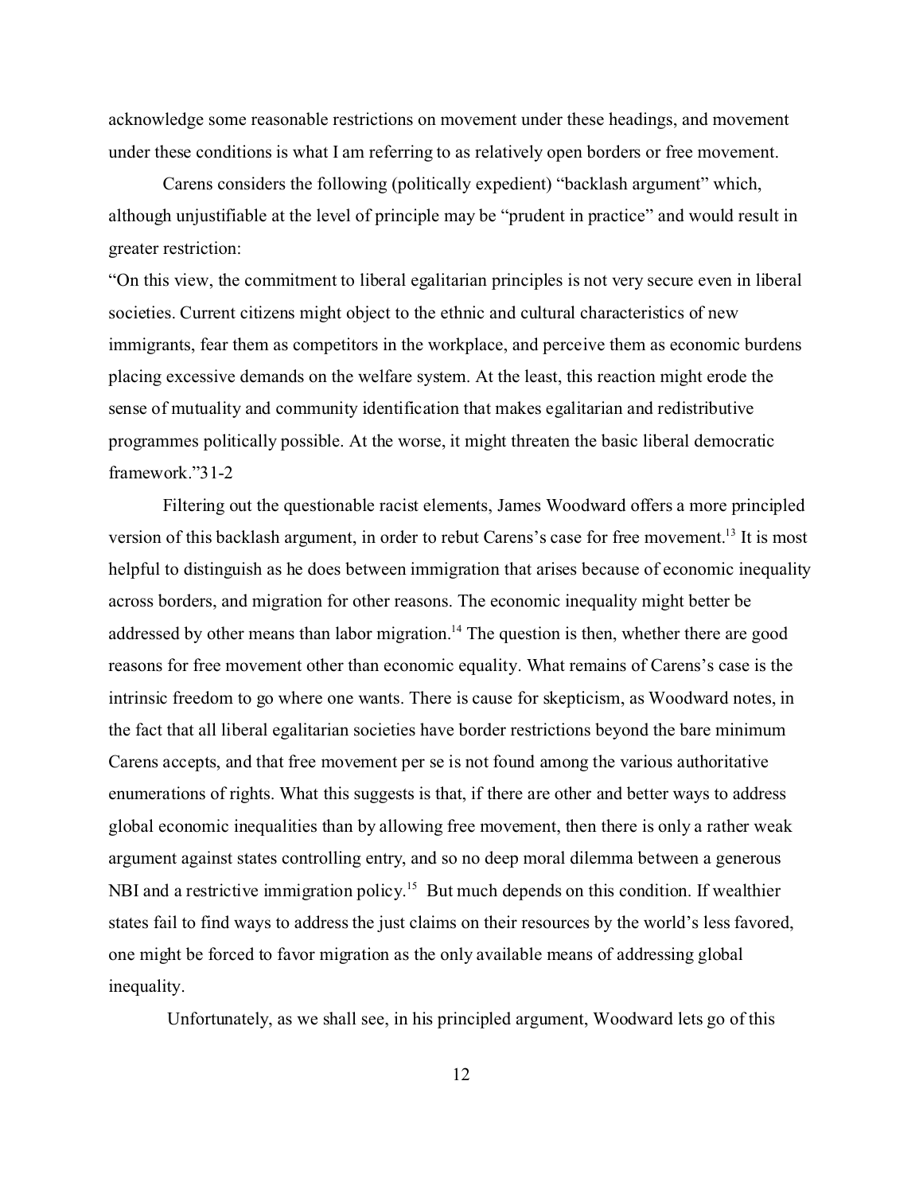acknowledge some reasonable restrictions on movement under these headings, and movement under these conditions is what I am referring to as relatively open borders or free movement.

Carens considers the following (politically expedient) "backlash argument" which, although unjustifiable at the level of principle may be "prudent in practice" and would result in greater restriction:

"On this view, the commitment to liberal egalitarian principles is not very secure even in liberal societies. Current citizens might object to the ethnic and cultural characteristics of new immigrants, fear them as competitors in the workplace, and perceive them as economic burdens placing excessive demands on the welfare system. At the least, this reaction might erode the sense of mutuality and community identification that makes egalitarian and redistributive programmes politically possible. At the worse, it might threaten the basic liberal democratic framework."31-2

Filtering out the questionable racist elements, James Woodward offers a more principled version of this backlash argument, in order to rebut Carens's case for free movement.[13] It is most helpful to distinguish as he does between immigration that arises because of economic inequality across borders, and migration for other reasons. The economic inequality might better be addressed by other means than labor migration.[14] The question is then, whether there are good reasons for free movement other than economic equality. What remains of Carens's case is the intrinsic freedom to go where one wants. There is cause for skepticism, as Woodward notes, in the fact that all liberal egalitarian societies have border restrictions beyond the bare minimum Carens accepts, and that free movement per se is not found among the various authoritative enumerations of rights. What this suggests is that, if there are other and better ways to address global economic inequalities than by allowing free movement, then there is only a rather weak argument against states controlling entry, and so no deep moral dilemma between a generous NBI and a restrictive immigration policy.[15] But much depends on this condition. If wealthier states fail to find ways to address the just claims on their resources by the world's less favored, one might be forced to favor migration as the only available means of addressing global inequality.

Unfortunately, as we shall see, in his principled argument, Woodward lets go of this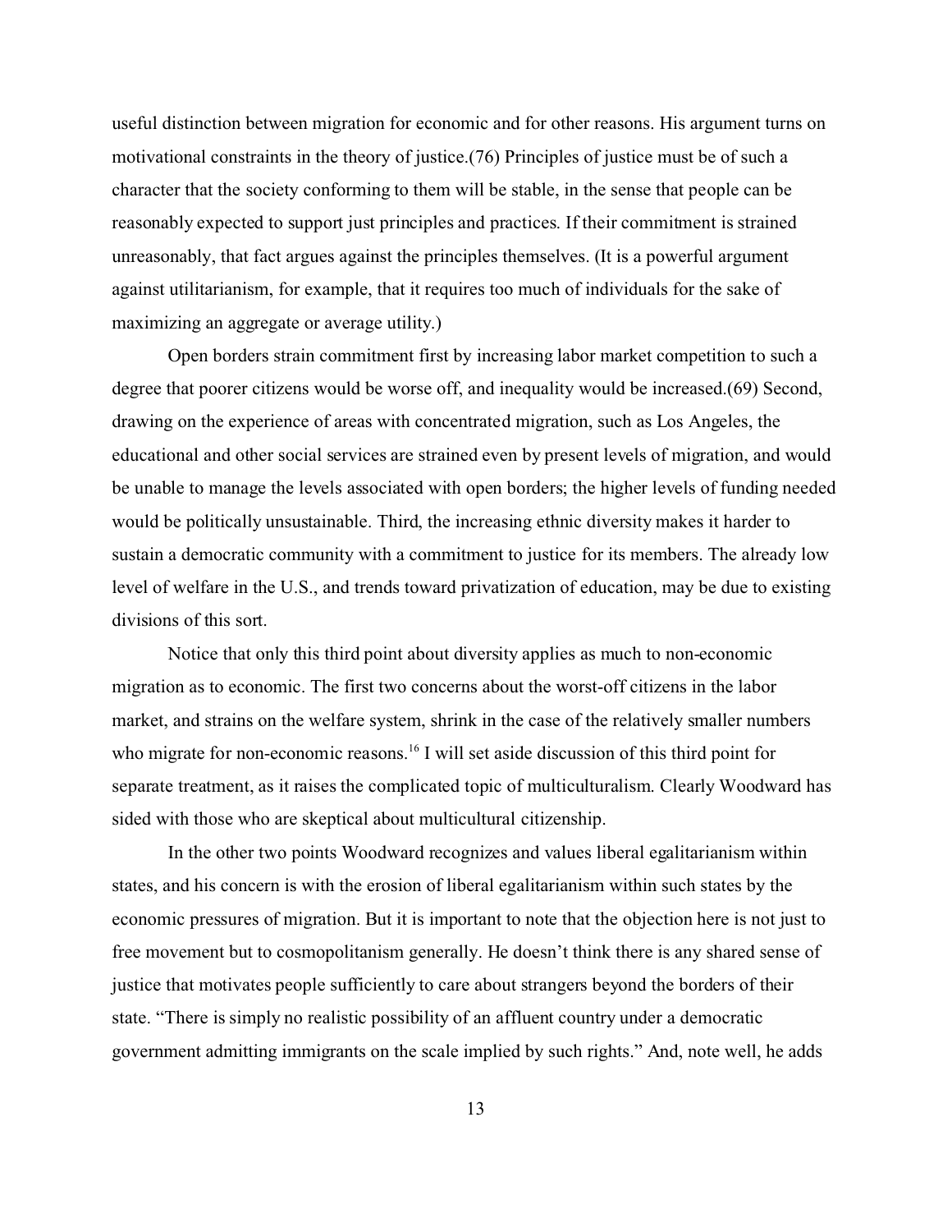useful distinction between migration for economic and for other reasons. His argument turns on motivational constraints in the theory of justice.(76) Principles of justice must be of such a character that the society conforming to them will be stable, in the sense that people can be reasonably expected to support just principles and practices. If their commitment is strained unreasonably, that fact argues against the principles themselves. (It is a powerful argument against utilitarianism, for example, that it requires too much of individuals for the sake of maximizing an aggregate or average utility.)

Open borders strain commitment first by increasing labor market competition to such a degree that poorer citizens would be worse off, and inequality would be increased.(69) Second, drawing on the experience of areas with concentrated migration, such as Los Angeles, the educational and other social services are strained even by present levels of migration, and would be unable to manage the levels associated with open borders; the higher levels of funding needed would be politically unsustainable. Third, the increasing ethnic diversity makes it harder to sustain a democratic community with a commitment to justice for its members. The already low level of welfare in the U.S., and trends toward privatization of education, may be due to existing divisions of this sort.

Notice that only this third point about diversity applies as much to non-economic migration as to economic. The first two concerns about the worst-off citizens in the labor market, and strains on the welfare system, shrink in the case of the relatively smaller numbers who migrate for non-economic reasons.[16] I will set aside discussion of this third point for separate treatment, as it raises the complicated topic of multiculturalism. Clearly Woodward has sided with those who are skeptical about multicultural citizenship.

In the other two points Woodward recognizes and values liberal egalitarianism within states, and his concern is with the erosion of liberal egalitarianism within such states by the economic pressures of migration. But it is important to note that the objection here is not just to free movement but to cosmopolitanism generally. He doesn't think there is any shared sense of justice that motivates people sufficiently to care about strangers beyond the borders of their state. "There is simply no realistic possibility of an affluent country under a democratic government admitting immigrants on the scale implied by such rights." And, note well, he adds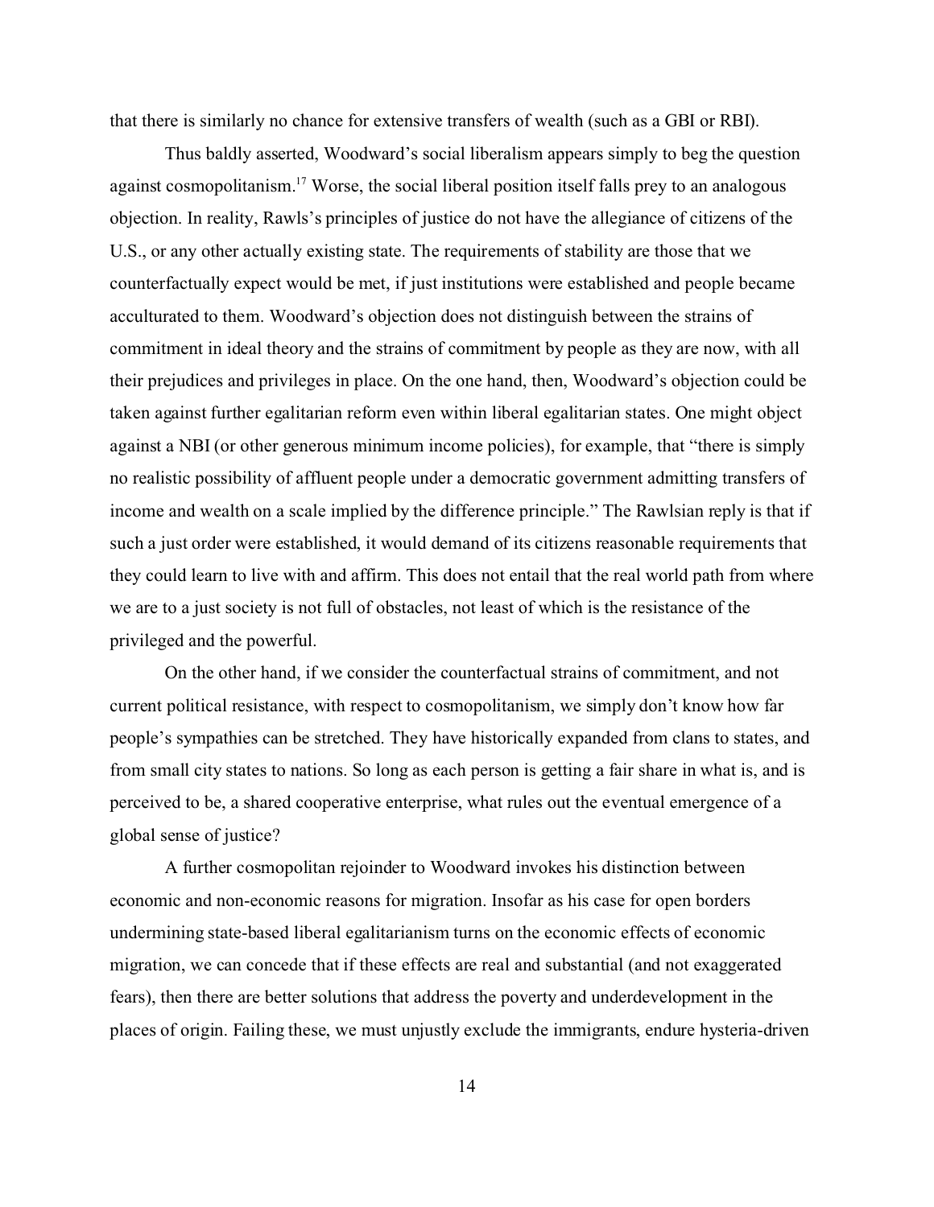that there is similarly no chance for extensive transfers of wealth (such as a GBI or RBI).

Thus baldly asserted, Woodward's social liberalism appears simply to beg the question against cosmopolitanism.[17] Worse, the social liberal position itself falls prey to an analogous objection. In reality, Rawls's principles of justice do not have the allegiance of citizens of the U.S., or any other actually existing state. The requirements of stability are those that we counterfactually expect would be met, if just institutions were established and people became acculturated to them. Woodward's objection does not distinguish between the strains of commitment in ideal theory and the strains of commitment by people as they are now, with all their prejudices and privileges in place. On the one hand, then, Woodward's objection could be taken against further egalitarian reform even within liberal egalitarian states. One might object against a NBI (or other generous minimum income policies), for example, that "there is simply no realistic possibility of affluent people under a democratic government admitting transfers of income and wealth on a scale implied by the difference principle." The Rawlsian reply is that if such a just order were established, it would demand of its citizens reasonable requirements that they could learn to live with and affirm. This does not entail that the real world path from where we are to a just society is not full of obstacles, not least of which is the resistance of the privileged and the powerful.

On the other hand, if we consider the counterfactual strains of commitment, and not current political resistance, with respect to cosmopolitanism, we simply don't know how far people's sympathies can be stretched. They have historically expanded from clans to states, and from small city states to nations. So long as each person is getting a fair share in what is, and is perceived to be, a shared cooperative enterprise, what rules out the eventual emergence of a global sense of justice?

A further cosmopolitan rejoinder to Woodward invokes his distinction between economic and non-economic reasons for migration. Insofar as his case for open borders undermining state-based liberal egalitarianism turns on the economic effects of economic migration, we can concede that if these effects are real and substantial (and not exaggerated fears), then there are better solutions that address the poverty and underdevelopment in the places of origin. Failing these, we must unjustly exclude the immigrants, endure hysteria-driven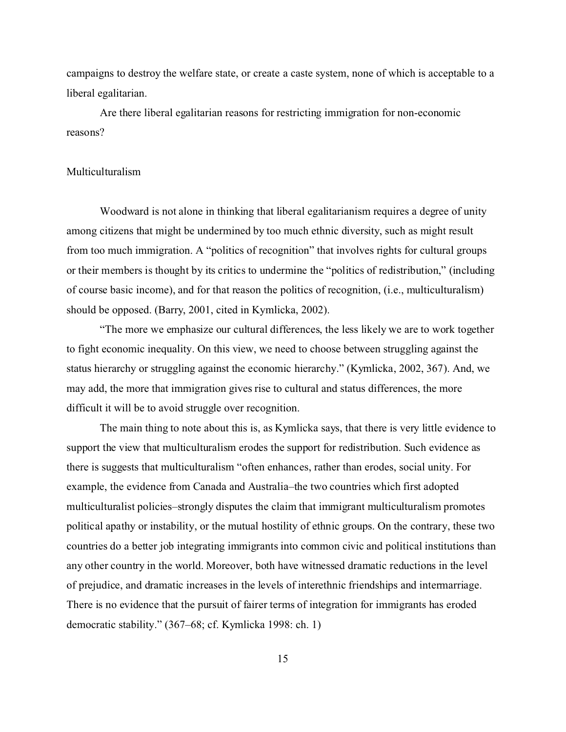campaigns to destroy the welfare state, or create a caste system, none of which is acceptable to a liberal egalitarian.

Are there liberal egalitarian reasons for restricting immigration for non-economic reasons?

## Multiculturalism

Woodward is not alone in thinking that liberal egalitarianism requires a degree of unity among citizens that might be undermined by too much ethnic diversity, such as might result from too much immigration. A "politics of recognition" that involves rights for cultural groups or their members is thought by its critics to undermine the "politics of redistribution," (including of course basic income), and for that reason the politics of recognition, (i.e., multiculturalism) should be opposed. (Barry, 2001, cited in Kymlicka, 2002).

"The more we emphasize our cultural differences, the less likely we are to work together to fight economic inequality. On this view, we need to choose between struggling against the status hierarchy or struggling against the economic hierarchy." (Kymlicka, 2002, 367). And, we may add, the more that immigration gives rise to cultural and status differences, the more difficult it will be to avoid struggle over recognition.

The main thing to note about this is, as Kymlicka says, that there is very little evidence to support the view that multiculturalism erodes the support for redistribution. Such evidence as there is suggests that multiculturalism "often enhances, rather than erodes, social unity. For example, the evidence from Canada and Australia–the two countries which first adopted multiculturalist policies–strongly disputes the claim that immigrant multiculturalism promotes political apathy or instability, or the mutual hostility of ethnic groups. On the contrary, these two countries do a better job integrating immigrants into common civic and political institutions than any other country in the world. Moreover, both have witnessed dramatic reductions in the level of prejudice, and dramatic increases in the levels of interethnic friendships and intermarriage. There is no evidence that the pursuit of fairer terms of integration for immigrants has eroded democratic stability." (367–68; cf. Kymlicka 1998: ch. 1)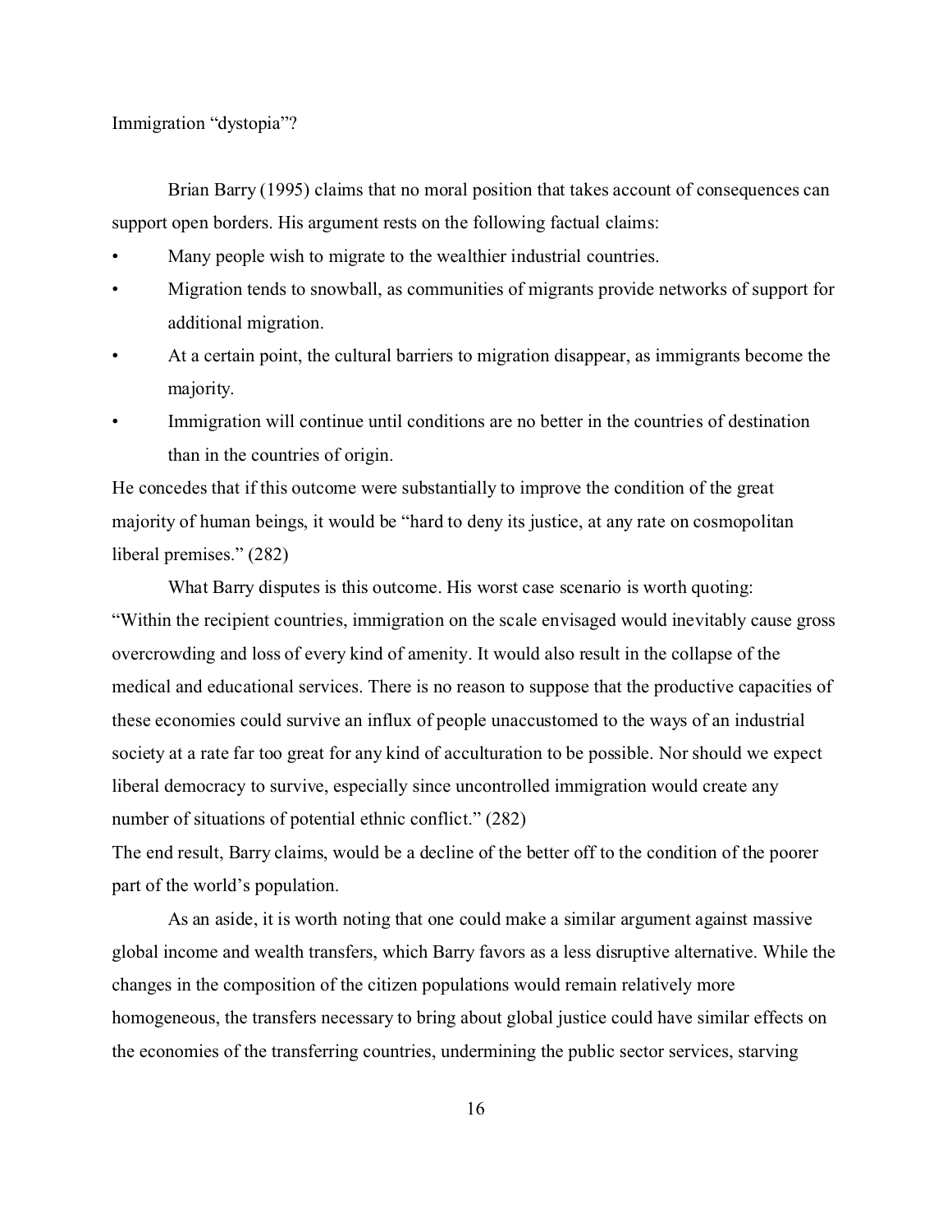Immigration "dystopia"?

Brian Barry (1995) claims that no moral position that takes account of consequences can support open borders. His argument rests on the following factual claims:

- Many people wish to migrate to the wealthier industrial countries.
- Migration tends to snowball, as communities of migrants provide networks of support for additional migration.
- At a certain point, the cultural barriers to migration disappear, as immigrants become the majority.
- Immigration will continue until conditions are no better in the countries of destination than in the countries of origin.

He concedes that if this outcome were substantially to improve the condition of the great majority of human beings, it would be "hard to deny its justice, at any rate on cosmopolitan liberal premises." (282)

What Barry disputes is this outcome. His worst case scenario is worth quoting: "Within the recipient countries, immigration on the scale envisaged would inevitably cause gross overcrowding and loss of every kind of amenity. It would also result in the collapse of the medical and educational services. There is no reason to suppose that the productive capacities of these economies could survive an influx of people unaccustomed to the ways of an industrial society at a rate far too great for any kind of acculturation to be possible. Nor should we expect liberal democracy to survive, especially since uncontrolled immigration would create any number of situations of potential ethnic conflict." (282)

The end result, Barry claims, would be a decline of the better off to the condition of the poorer part of the world's population.

As an aside, it is worth noting that one could make a similar argument against massive global income and wealth transfers, which Barry favors as a less disruptive alternative. While the changes in the composition of the citizen populations would remain relatively more homogeneous, the transfers necessary to bring about global justice could have similar effects on the economies of the transferring countries, undermining the public sector services, starving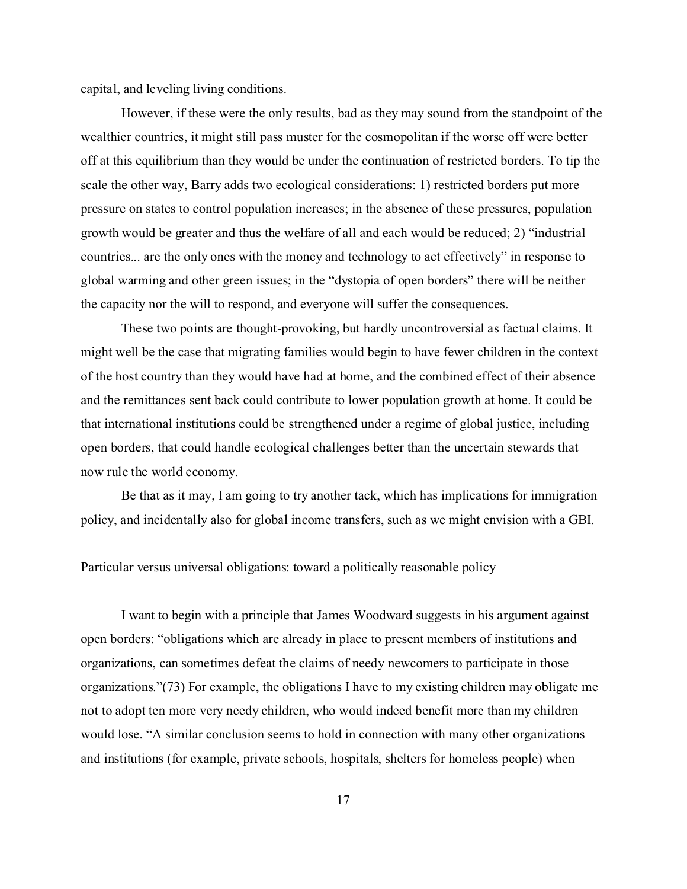capital, and leveling living conditions.

However, if these were the only results, bad as they may sound from the standpoint of the wealthier countries, it might still pass muster for the cosmopolitan if the worse off were better off at this equilibrium than they would be under the continuation of restricted borders. To tip the scale the other way, Barry adds two ecological considerations: 1) restricted borders put more pressure on states to control population increases; in the absence of these pressures, population growth would be greater and thus the welfare of all and each would be reduced; 2) "industrial countries... are the only ones with the money and technology to act effectively" in response to global warming and other green issues; in the "dystopia of open borders" there will be neither the capacity nor the will to respond, and everyone will suffer the consequences.

These two points are thought-provoking, but hardly uncontroversial as factual claims. It might well be the case that migrating families would begin to have fewer children in the context of the host country than they would have had at home, and the combined effect of their absence and the remittances sent back could contribute to lower population growth at home. It could be that international institutions could be strengthened under a regime of global justice, including open borders, that could handle ecological challenges better than the uncertain stewards that now rule the world economy.

Be that as it may, I am going to try another tack, which has implications for immigration policy, and incidentally also for global income transfers, such as we might envision with a GBI.

## Particular versus universal obligations: toward a politically reasonable policy

I want to begin with a principle that James Woodward suggests in his argument against open borders: "obligations which are already in place to present members of institutions and organizations, can sometimes defeat the claims of needy newcomers to participate in those organizations."(73) For example, the obligations I have to my existing children may obligate me not to adopt ten more very needy children, who would indeed benefit more than my children would lose. "A similar conclusion seems to hold in connection with many other organizations and institutions (for example, private schools, hospitals, shelters for homeless people) when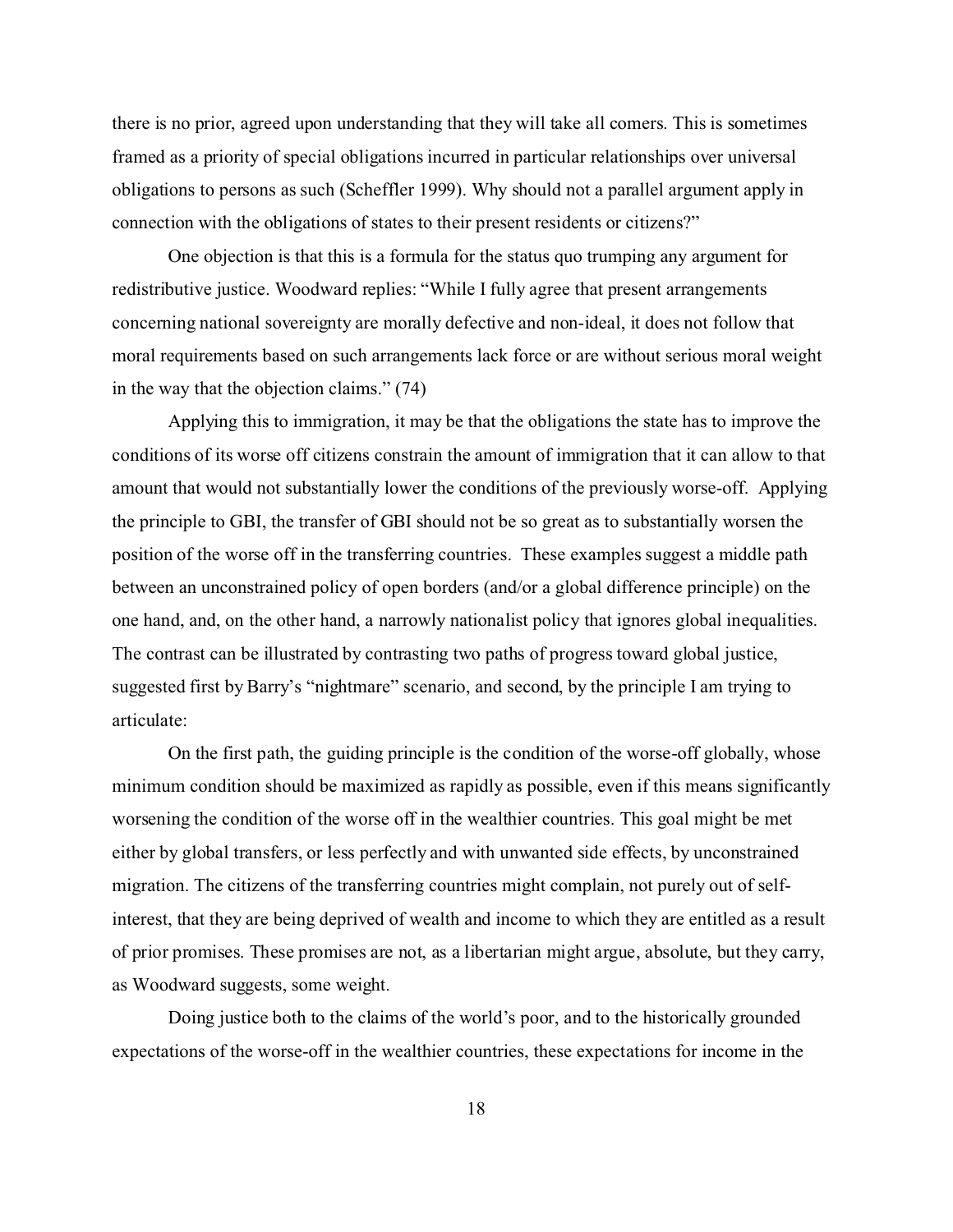there is no prior, agreed upon understanding that they will take all comers. This is sometimes framed as a priority of special obligations incurred in particular relationships over universal obligations to persons as such (Scheffler 1999). Why should not a parallel argument apply in connection with the obligations of states to their present residents or citizens?"

One objection is that this is a formula for the status quo trumping any argument for redistributive justice. Woodward replies: "While I fully agree that present arrangements concerning national sovereignty are morally defective and non-ideal, it does not follow that moral requirements based on such arrangements lack force or are without serious moral weight in the way that the objection claims." (74)

Applying this to immigration, it may be that the obligations the state has to improve the conditions of its worse off citizens constrain the amount of immigration that it can allow to that amount that would not substantially lower the conditions of the previously worse-off. Applying the principle to GBI, the transfer of GBI should not be so great as to substantially worsen the position of the worse off in the transferring countries. These examples suggest a middle path between an unconstrained policy of open borders (and/or a global difference principle) on the one hand, and, on the other hand, a narrowly nationalist policy that ignores global inequalities. The contrast can be illustrated by contrasting two paths of progress toward global justice, suggested first by Barry's "nightmare" scenario, and second, by the principle I am trying to articulate:

On the first path, the guiding principle is the condition of the worse-off globally, whose minimum condition should be maximized as rapidly as possible, even if this means significantly worsening the condition of the worse off in the wealthier countries. This goal might be met either by global transfers, or less perfectly and with unwanted side effects, by unconstrained migration. The citizens of the transferring countries might complain, not purely out of self-interest, that they are being deprived of wealth and income to which they are entitled as a result of prior promises. These promises are not, as a libertarian might argue, absolute, but they carry, as Woodward suggests, some weight.

Doing justice both to the claims of the world's poor, and to the historically grounded expectations of the worse-off in the wealthier countries, these expectations for income in the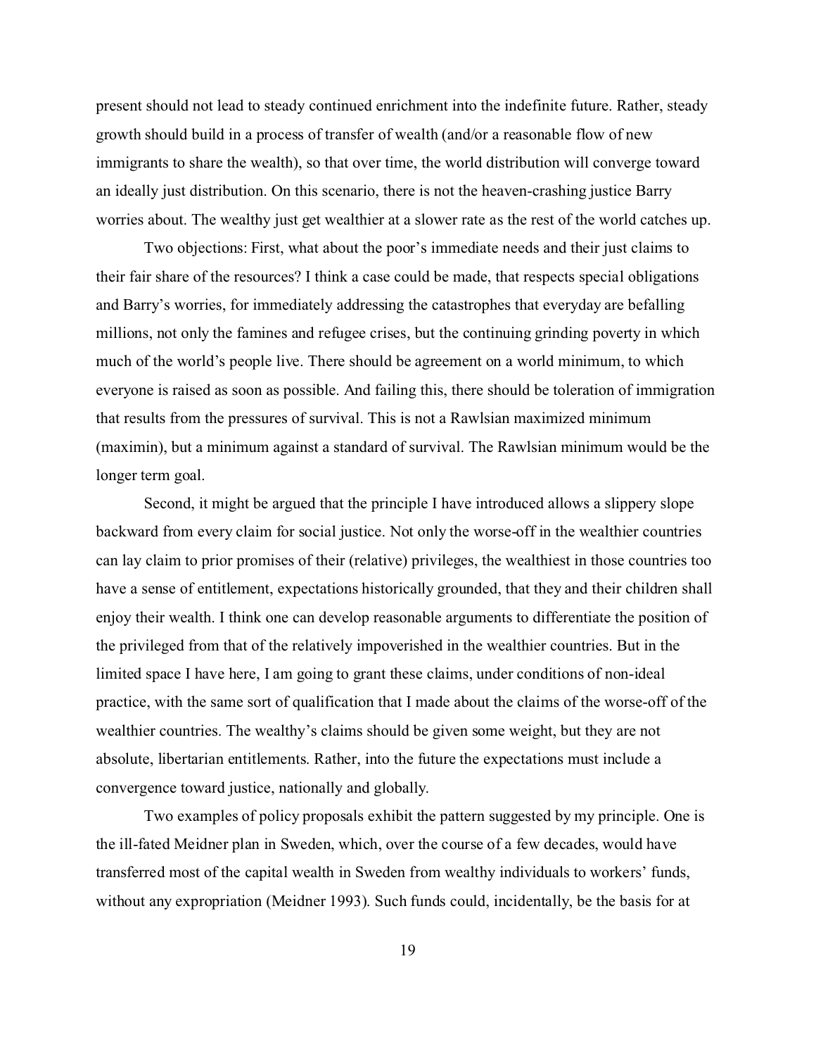present should not lead to steady continued enrichment into the indefinite future. Rather, steady growth should build in a process of transfer of wealth (and/or a reasonable flow of new immigrants to share the wealth), so that over time, the world distribution will converge toward an ideally just distribution. On this scenario, there is not the heaven-crashing justice Barry worries about. The wealthy just get wealthier at a slower rate as the rest of the world catches up.

Two objections: First, what about the poor's immediate needs and their just claims to their fair share of the resources? I think a case could be made, that respects special obligations and Barry's worries, for immediately addressing the catastrophes that everyday are befalling millions, not only the famines and refugee crises, but the continuing grinding poverty in which much of the world's people live. There should be agreement on a world minimum, to which everyone is raised as soon as possible. And failing this, there should be toleration of immigration that results from the pressures of survival. This is not a Rawlsian maximized minimum (maximin), but a minimum against a standard of survival. The Rawlsian minimum would be the longer term goal.

Second, it might be argued that the principle I have introduced allows a slippery slope backward from every claim for social justice. Not only the worse-off in the wealthier countries can lay claim to prior promises of their (relative) privileges, the wealthiest in those countries too have a sense of entitlement, expectations historically grounded, that they and their children shall enjoy their wealth. I think one can develop reasonable arguments to differentiate the position of the privileged from that of the relatively impoverished in the wealthier countries. But in the limited space I have here, I am going to grant these claims, under conditions of non-ideal practice, with the same sort of qualification that I made about the claims of the worse-off of the wealthier countries. The wealthy's claims should be given some weight, but they are not absolute, libertarian entitlements. Rather, into the future the expectations must include a convergence toward justice, nationally and globally.

Two examples of policy proposals exhibit the pattern suggested by my principle. One is the ill-fated Meidner plan in Sweden, which, over the course of a few decades, would have transferred most of the capital wealth in Sweden from wealthy individuals to workers' funds, without any expropriation (Meidner 1993). Such funds could, incidentally, be the basis for at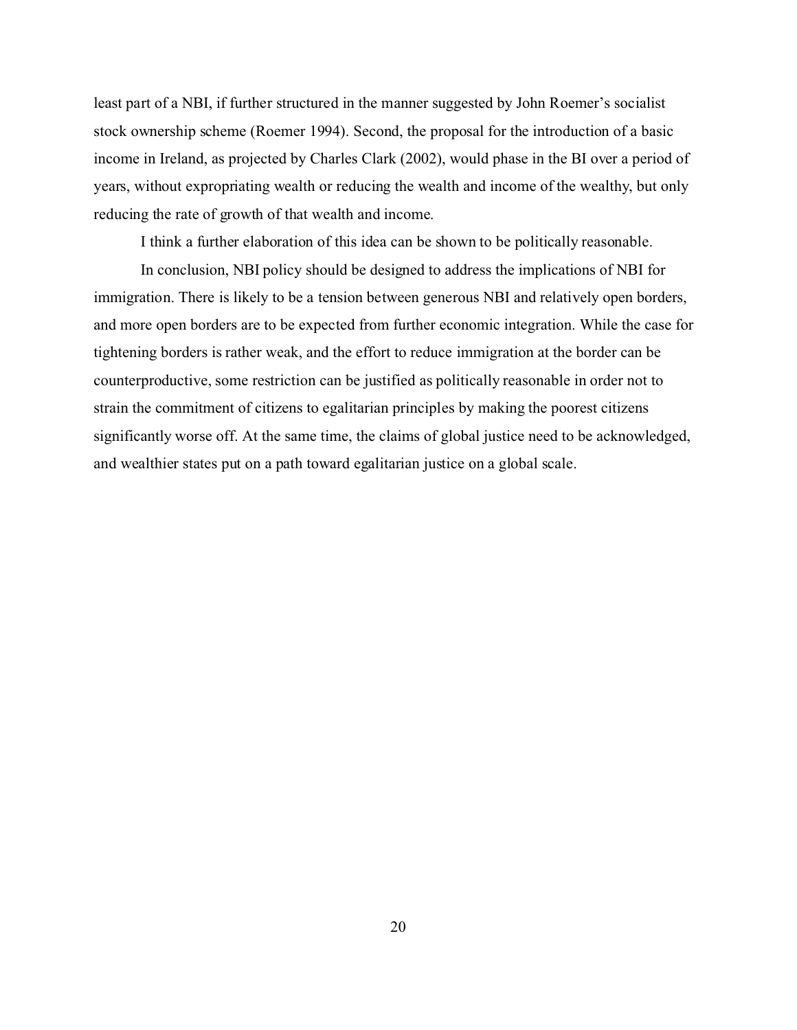least part of a NBI, if further structured in the manner suggested by John Roemer's socialist stock ownership scheme (Roemer 1994). Second, the proposal for the introduction of a basic income in Ireland, as projected by Charles Clark (2002), would phase in the BI over a period of years, without expropriating wealth or reducing the wealth and income of the wealthy, but only reducing the rate of growth of that wealth and income.

I think a further elaboration of this idea can be shown to be politically reasonable.

In conclusion, NBI policy should be designed to address the implications of NBI for immigration. There is likely to be a tension between generous NBI and relatively open borders, and more open borders are to be expected from further economic integration. While the case for tightening borders is rather weak, and the effort to reduce immigration at the border can be counterproductive, some restriction can be justified as politically reasonable in order not to strain the commitment of citizens to egalitarian principles by making the poorest citizens significantly worse off. At the same time, the claims of global justice need to be acknowledged, and wealthier states put on a path toward egalitarian justice on a global scale.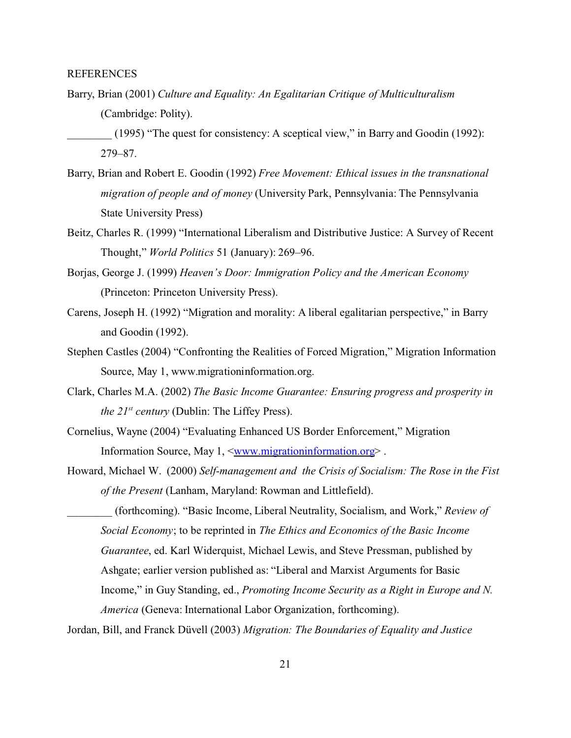REFERENCES

Barry, Brian (2001) *Culture and Equality: An Egalitarian Critique of Multiculturalism* (Cambridge: Polity).

________ (1995) "The quest for consistency: A sceptical view," in Barry and Goodin (1992): 279–87.

Barry, Brian and Robert E. Goodin (1992) *Free Movement: Ethical issues in the transnational migration of people and of money* (University Park, Pennsylvania: The Pennsylvania State University Press)

Beitz, Charles R. (1999) "International Liberalism and Distributive Justice: A Survey of Recent Thought," *World Politics* 51 (January): 269–96.

Borjas, George J. (1999) *Heaven's Door: Immigration Policy and the American Economy* (Princeton: Princeton University Press).

Carens, Joseph H. (1992) "Migration and morality: A liberal egalitarian perspective," in Barry and Goodin (1992).

Stephen Castles (2004) "Confronting the Realities of Forced Migration," Migration Information Source, May 1, www.migrationinformation.org.

Clark, Charles M.A. (2002) *The Basic Income Guarantee: Ensuring progress and prosperity in the 21st century* (Dublin: The Liffey Press).

Cornelius, Wayne (2004) "Evaluating Enhanced US Border Enforcement," Migration Information Source, May 1, <www.migrationinformation.org> .

Howard, Michael W. (2000) *Self-management and the Crisis of Socialism: The Rose in the Fist of the Present* (Lanham, Maryland: Rowman and Littlefield).

________ (forthcoming). "Basic Income, Liberal Neutrality, Socialism, and Work," *Review of Social Economy*; to be reprinted in *The Ethics and Economics of the Basic Income Guarantee*, ed. Karl Widerquist, Michael Lewis, and Steve Pressman, published by Ashgate; earlier version published as: "Liberal and Marxist Arguments for Basic Income," in Guy Standing, ed., *Promoting Income Security as a Right in Europe and N. America* (Geneva: International Labor Organization, forthcoming).

Jordan, Bill, and Franck Düvell (2003) *Migration: The Boundaries of Equality and Justice*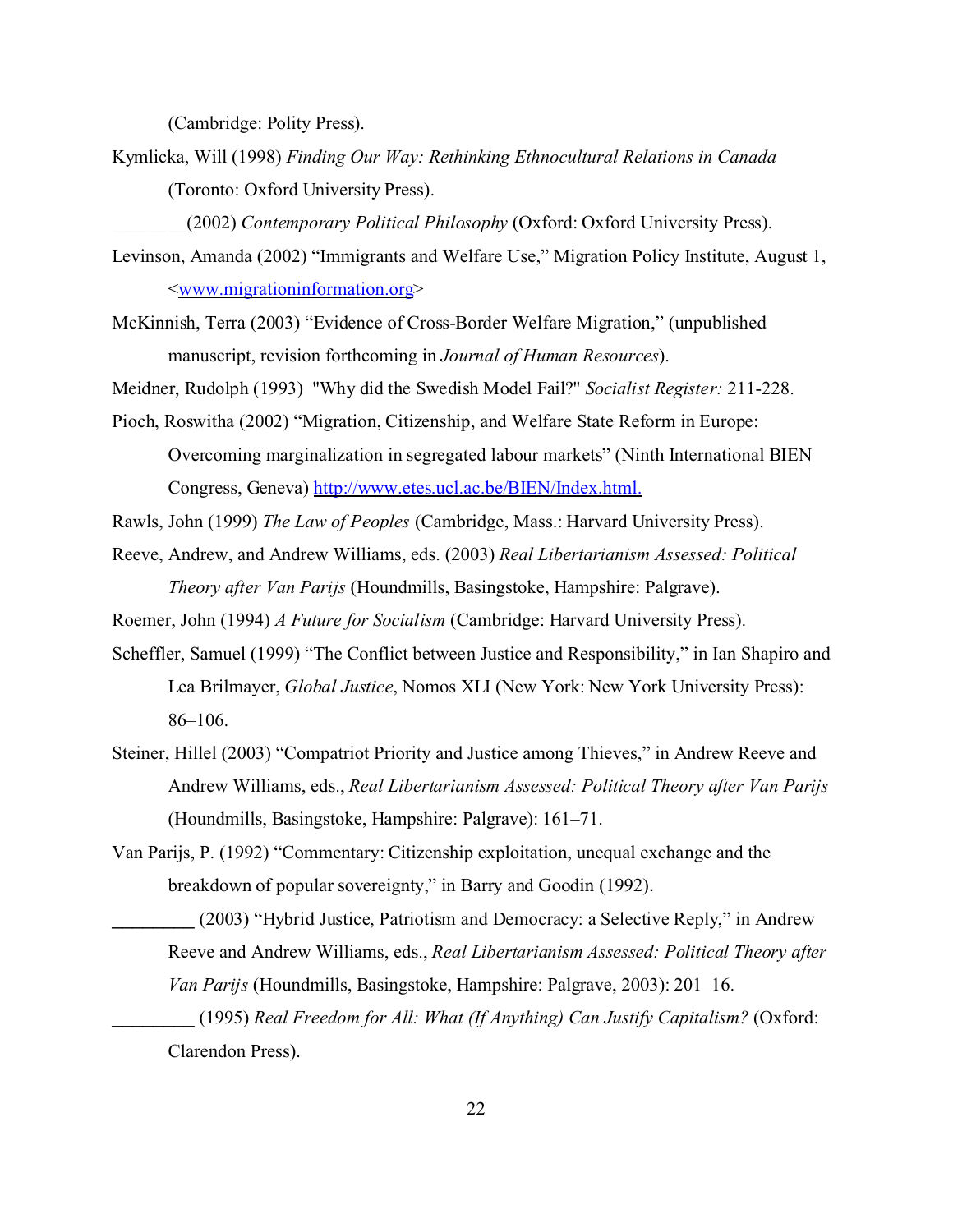(Cambridge: Polity Press).

Kymlicka, Will (1998) *Finding Our Way: Rethinking Ethnocultural Relations in Canada* (Toronto: Oxford University Press).

________(2002) *Contemporary Political Philosophy* (Oxford: Oxford University Press).

Levinson, Amanda (2002) "Immigrants and Welfare Use," Migration Policy Institute, August 1, <www.migrationinformation.org>

McKinnish, Terra (2003) "Evidence of Cross-Border Welfare Migration," (unpublished manuscript, revision forthcoming in *Journal of Human Resources*).

Meidner, Rudolph (1993) "Why did the Swedish Model Fail?" *Socialist Register:* 211-228.

Pioch, Roswitha (2002) "Migration, Citizenship, and Welfare State Reform in Europe: Overcoming marginalization in segregated labour markets" (Ninth International BIEN Congress, Geneva) http://www.etes.ucl.ac.be/BIEN/Index.html.

Rawls, John (1999) *The Law of Peoples* (Cambridge, Mass.: Harvard University Press).

Reeve, Andrew, and Andrew Williams, eds. (2003) *Real Libertarianism Assessed: Political Theory after Van Parijs* (Houndmills, Basingstoke, Hampshire: Palgrave).

Roemer, John (1994) *A Future for Socialism* (Cambridge: Harvard University Press).

Scheffler, Samuel (1999) "The Conflict between Justice and Responsibility," in Ian Shapiro and Lea Brilmayer, *Global Justice*, Nomos XLI (New York: New York University Press): 86–106.

Steiner, Hillel (2003) "Compatriot Priority and Justice among Thieves," in Andrew Reeve and Andrew Williams, eds., *Real Libertarianism Assessed: Political Theory after Van Parijs* (Houndmills, Basingstoke, Hampshire: Palgrave): 161–71.

Van Parijs, P. (1992) "Commentary: Citizenship exploitation, unequal exchange and the breakdown of popular sovereignty," in Barry and Goodin (1992).

_________ (2003) "Hybrid Justice, Patriotism and Democracy: a Selective Reply," in Andrew Reeve and Andrew Williams, eds., *Real Libertarianism Assessed: Political Theory after Van Parijs* (Houndmills, Basingstoke, Hampshire: Palgrave, 2003): 201–16.

_________ (1995) *Real Freedom for All: What (If Anything) Can Justify Capitalism?* (Oxford: Clarendon Press).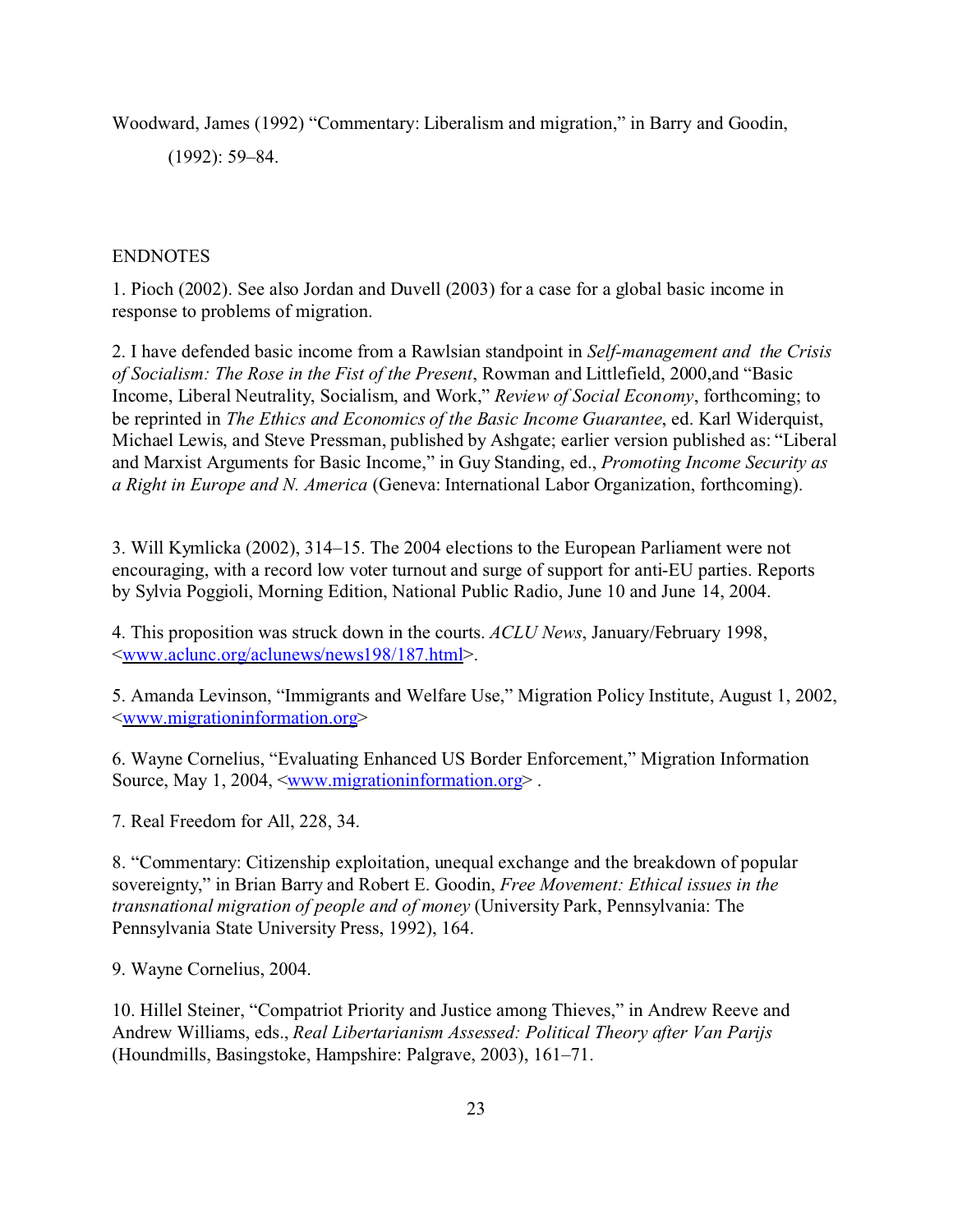Woodward, James (1992) "Commentary: Liberalism and migration," in Barry and Goodin, (1992): 59–84.

ENDNOTES

1. Pioch (2002). See also Jordan and Duvell (2003) for a case for a global basic income in response to problems of migration.

2. I have defended basic income from a Rawlsian standpoint in *Self-management and the Crisis of Socialism: The Rose in the Fist of the Present*, Rowman and Littlefield, 2000,and "Basic Income, Liberal Neutrality, Socialism, and Work," *Review of Social Economy*, forthcoming; to be reprinted in *The Ethics and Economics of the Basic Income Guarantee*, ed. Karl Widerquist, Michael Lewis, and Steve Pressman, published by Ashgate; earlier version published as: "Liberal and Marxist Arguments for Basic Income," in Guy Standing, ed., *Promoting Income Security as a Right in Europe and N. America* (Geneva: International Labor Organization, forthcoming).

3. Will Kymlicka (2002), 314–15. The 2004 elections to the European Parliament were not encouraging, with a record low voter turnout and surge of support for anti-EU parties. Reports by Sylvia Poggioli, Morning Edition, National Public Radio, June 10 and June 14, 2004.

4. This proposition was struck down in the courts. *ACLU News*, January/February 1998, <www.aclunc.org/aclunews/news198/187.html>.

5. Amanda Levinson, "Immigrants and Welfare Use," Migration Policy Institute, August 1, 2002, <www.migrationinformation.org>

6. Wayne Cornelius, "Evaluating Enhanced US Border Enforcement," Migration Information Source, May 1, 2004, <www.migrationinformation.org> .

7. Real Freedom for All, 228, 34.

8. "Commentary: Citizenship exploitation, unequal exchange and the breakdown of popular sovereignty," in Brian Barry and Robert E. Goodin, *Free Movement: Ethical issues in the transnational migration of people and of money* (University Park, Pennsylvania: The Pennsylvania State University Press, 1992), 164.

9. Wayne Cornelius, 2004.

10. Hillel Steiner, "Compatriot Priority and Justice among Thieves," in Andrew Reeve and Andrew Williams, eds., *Real Libertarianism Assessed: Political Theory after Van Parijs* (Houndmills, Basingstoke, Hampshire: Palgrave, 2003), 161–71.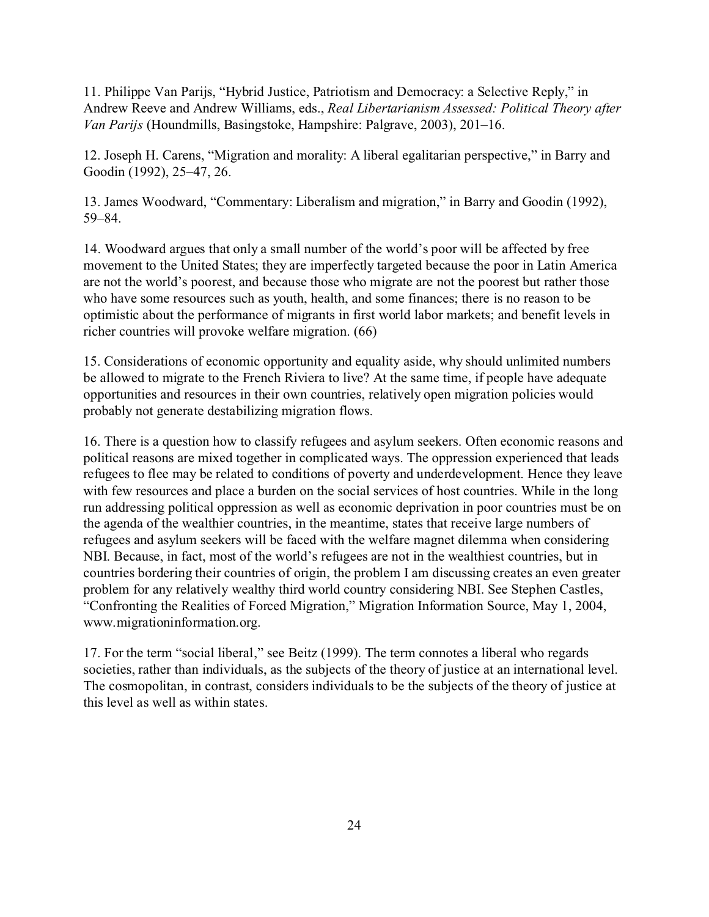11. Philippe Van Parijs, "Hybrid Justice, Patriotism and Democracy: a Selective Reply," in Andrew Reeve and Andrew Williams, eds., *Real Libertarianism Assessed: Political Theory after Van Parijs* (Houndmills, Basingstoke, Hampshire: Palgrave, 2003), 201–16.

12. Joseph H. Carens, "Migration and morality: A liberal egalitarian perspective," in Barry and Goodin (1992), 25–47, 26.

13. James Woodward, "Commentary: Liberalism and migration," in Barry and Goodin (1992), 59–84.

14. Woodward argues that only a small number of the world's poor will be affected by free movement to the United States; they are imperfectly targeted because the poor in Latin America are not the world's poorest, and because those who migrate are not the poorest but rather those who have some resources such as youth, health, and some finances; there is no reason to be optimistic about the performance of migrants in first world labor markets; and benefit levels in richer countries will provoke welfare migration. (66)

15. Considerations of economic opportunity and equality aside, why should unlimited numbers be allowed to migrate to the French Riviera to live? At the same time, if people have adequate opportunities and resources in their own countries, relatively open migration policies would probably not generate destabilizing migration flows.

16. There is a question how to classify refugees and asylum seekers. Often economic reasons and political reasons are mixed together in complicated ways. The oppression experienced that leads refugees to flee may be related to conditions of poverty and underdevelopment. Hence they leave with few resources and place a burden on the social services of host countries. While in the long run addressing political oppression as well as economic deprivation in poor countries must be on the agenda of the wealthier countries, in the meantime, states that receive large numbers of refugees and asylum seekers will be faced with the welfare magnet dilemma when considering NBI. Because, in fact, most of the world's refugees are not in the wealthiest countries, but in countries bordering their countries of origin, the problem I am discussing creates an even greater problem for any relatively wealthy third world country considering NBI. See Stephen Castles, "Confronting the Realities of Forced Migration," Migration Information Source, May 1, 2004, www.migrationinformation.org.

17. For the term "social liberal," see Beitz (1999). The term connotes a liberal who regards societies, rather than individuals, as the subjects of the theory of justice at an international level. The cosmopolitan, in contrast, considers individuals to be the subjects of the theory of justice at this level as well as within states.